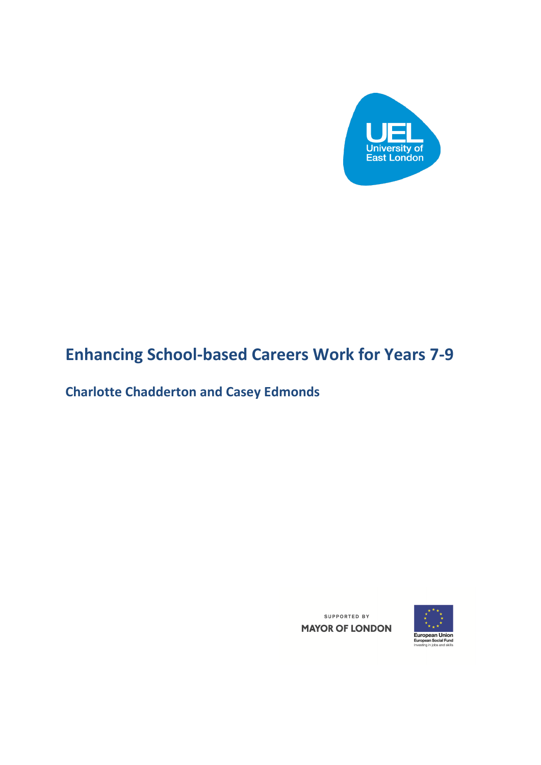UEL
University of East London

# Enhancing School-based Careers Work for Years 7-9

## Charlotte Chadderton and Casey Edmonds

SUPPORTED BY
MAYOR OF LONDON

European Union
European Social Fund
Investing in jobs and skills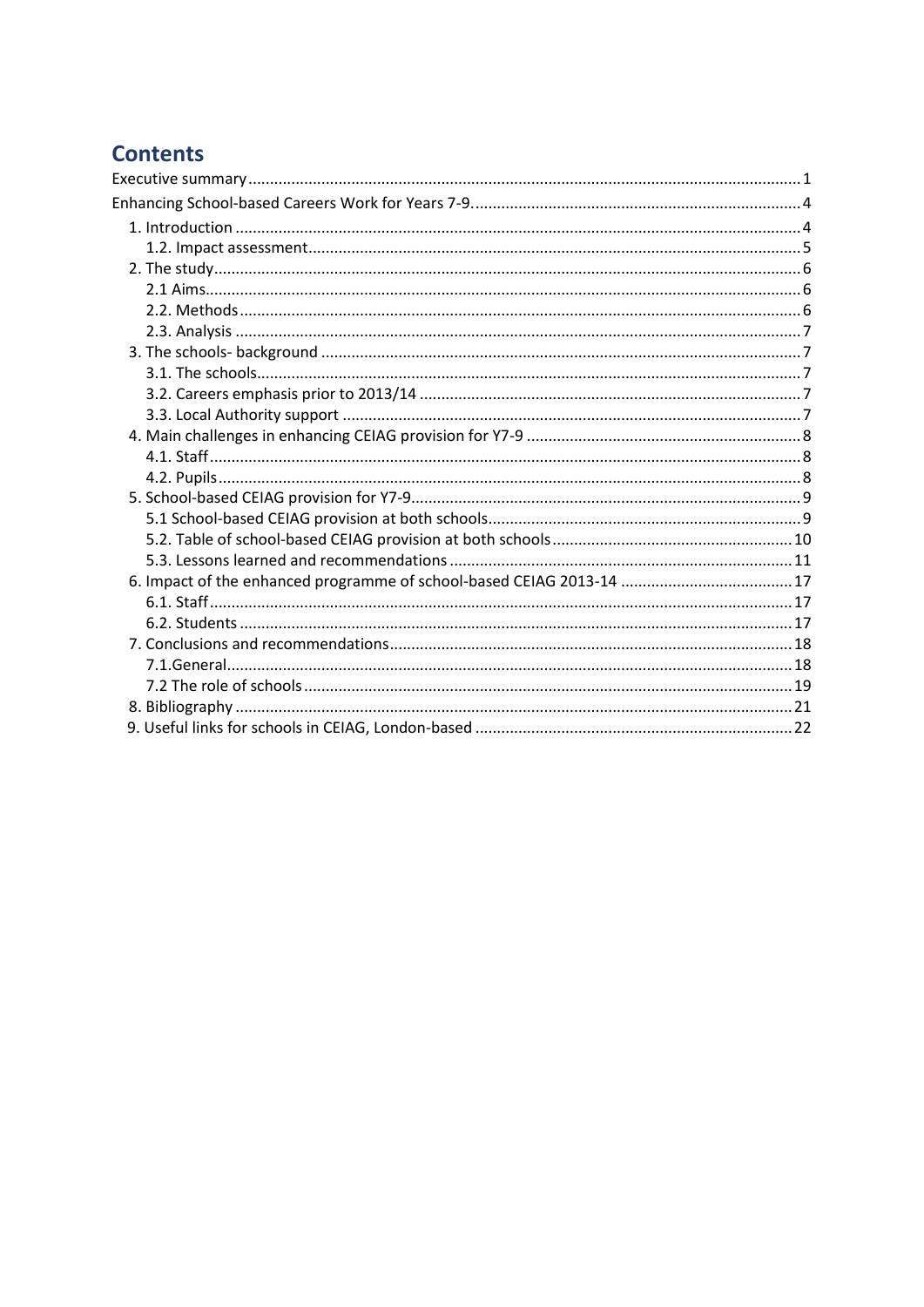# Contents

Executive summary ........ 1

Enhancing School-based Careers Work for Years 7-9. ........ 4

- 1. Introduction ........ 4
  - 1.2. Impact assessment ........ 5
- 2. The study ........ 6
  - 2.1 Aims ........ 6
  - 2.2. Methods ........ 6
  - 2.3. Analysis ........ 7
- 3. The schools- background ........ 7
  - 3.1. The schools ........ 7
  - 3.2. Careers emphasis prior to 2013/14 ........ 7
  - 3.3. Local Authority support ........ 7
- 4. Main challenges in enhancing CEIAG provision for Y7-9 ........ 8
  - 4.1. Staff ........ 8
  - 4.2. Pupils ........ 8
- 5. School-based CEIAG provision for Y7-9 ........ 9
  - 5.1 School-based CEIAG provision at both schools ........ 9
  - 5.2. Table of school-based CEIAG provision at both schools ........ 10
  - 5.3. Lessons learned and recommendations ........ 11
- 6. Impact of the enhanced programme of school-based CEIAG 2013-14 ........ 17
  - 6.1. Staff ........ 17
  - 6.2. Students ........ 17
- 7. Conclusions and recommendations ........ 18
  - 7.1.General ........ 18
  - 7.2 The role of schools ........ 19
- 8. Bibliography ........ 21
- 9. Useful links for schools in CEIAG, London-based ........ 22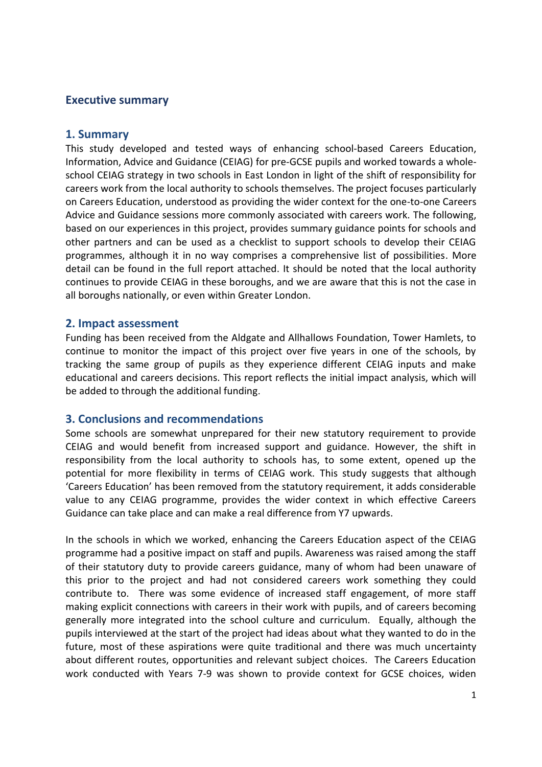## Executive summary

### 1. Summary

This study developed and tested ways of enhancing school-based Careers Education, Information, Advice and Guidance (CEIAG) for pre-GCSE pupils and worked towards a whole-school CEIAG strategy in two schools in East London in light of the shift of responsibility for careers work from the local authority to schools themselves. The project focuses particularly on Careers Education, understood as providing the wider context for the one-to-one Careers Advice and Guidance sessions more commonly associated with careers work. The following, based on our experiences in this project, provides summary guidance points for schools and other partners and can be used as a checklist to support schools to develop their CEIAG programmes, although it in no way comprises a comprehensive list of possibilities. More detail can be found in the full report attached. It should be noted that the local authority continues to provide CEIAG in these boroughs, and we are aware that this is not the case in all boroughs nationally, or even within Greater London.

### 2. Impact assessment

Funding has been received from the Aldgate and Allhallows Foundation, Tower Hamlets, to continue to monitor the impact of this project over five years in one of the schools, by tracking the same group of pupils as they experience different CEIAG inputs and make educational and careers decisions. This report reflects the initial impact analysis, which will be added to through the additional funding.

### 3. Conclusions and recommendations

Some schools are somewhat unprepared for their new statutory requirement to provide CEIAG and would benefit from increased support and guidance. However, the shift in responsibility from the local authority to schools has, to some extent, opened up the potential for more flexibility in terms of CEIAG work. This study suggests that although 'Careers Education' has been removed from the statutory requirement, it adds considerable value to any CEIAG programme, provides the wider context in which effective Careers Guidance can take place and can make a real difference from Y7 upwards.

In the schools in which we worked, enhancing the Careers Education aspect of the CEIAG programme had a positive impact on staff and pupils. Awareness was raised among the staff of their statutory duty to provide careers guidance, many of whom had been unaware of this prior to the project and had not considered careers work something they could contribute to. There was some evidence of increased staff engagement, of more staff making explicit connections with careers in their work with pupils, and of careers becoming generally more integrated into the school culture and curriculum. Equally, although the pupils interviewed at the start of the project had ideas about what they wanted to do in the future, most of these aspirations were quite traditional and there was much uncertainty about different routes, opportunities and relevant subject choices. The Careers Education work conducted with Years 7-9 was shown to provide context for GCSE choices, widen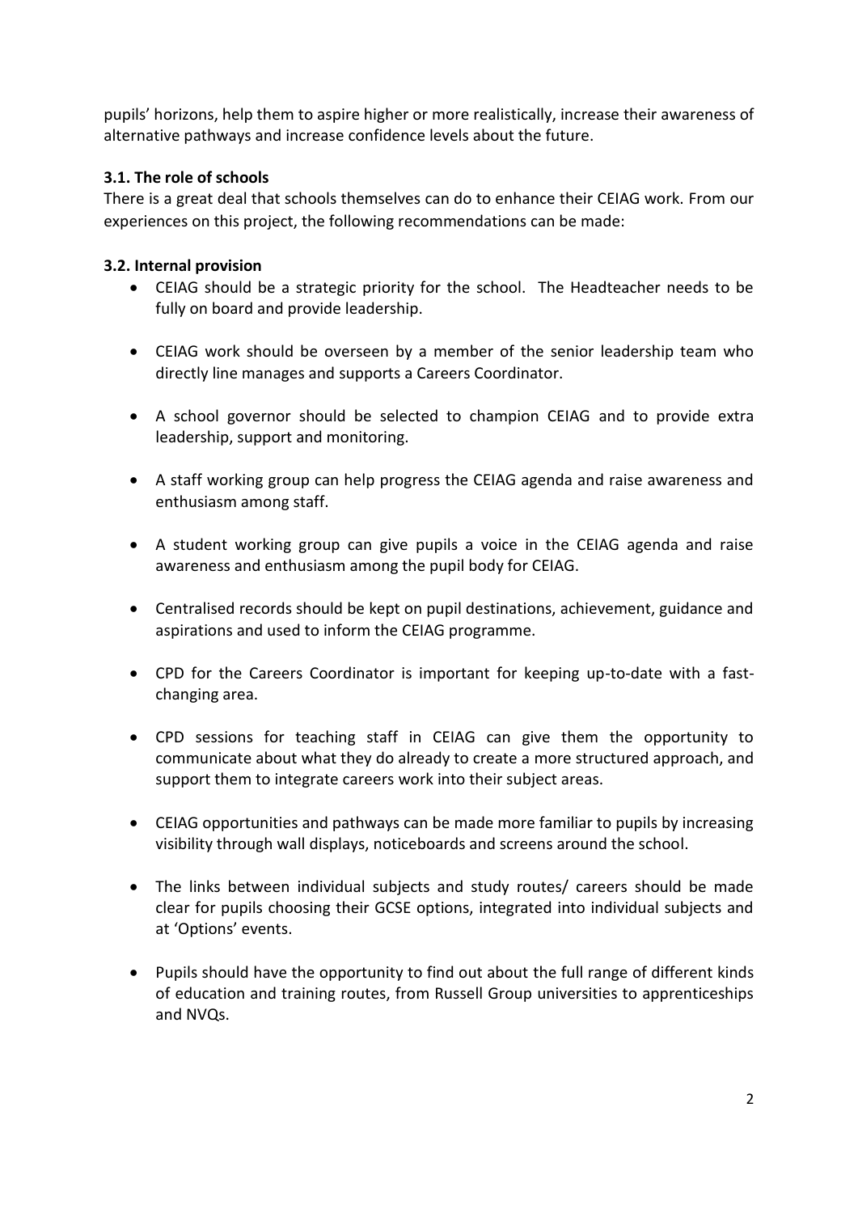pupils' horizons, help them to aspire higher or more realistically, increase their awareness of alternative pathways and increase confidence levels about the future.

### 3.1. The role of schools

There is a great deal that schools themselves can do to enhance their CEIAG work. From our experiences on this project, the following recommendations can be made:

### 3.2. Internal provision

- CEIAG should be a strategic priority for the school. The Headteacher needs to be fully on board and provide leadership.

- CEIAG work should be overseen by a member of the senior leadership team who directly line manages and supports a Careers Coordinator.

- A school governor should be selected to champion CEIAG and to provide extra leadership, support and monitoring.

- A staff working group can help progress the CEIAG agenda and raise awareness and enthusiasm among staff.

- A student working group can give pupils a voice in the CEIAG agenda and raise awareness and enthusiasm among the pupil body for CEIAG.

- Centralised records should be kept on pupil destinations, achievement, guidance and aspirations and used to inform the CEIAG programme.

- CPD for the Careers Coordinator is important for keeping up-to-date with a fast-changing area.

- CPD sessions for teaching staff in CEIAG can give them the opportunity to communicate about what they do already to create a more structured approach, and support them to integrate careers work into their subject areas.

- CEIAG opportunities and pathways can be made more familiar to pupils by increasing visibility through wall displays, noticeboards and screens around the school.

- The links between individual subjects and study routes/ careers should be made clear for pupils choosing their GCSE options, integrated into individual subjects and at 'Options' events.

- Pupils should have the opportunity to find out about the full range of different kinds of education and training routes, from Russell Group universities to apprenticeships and NVQs.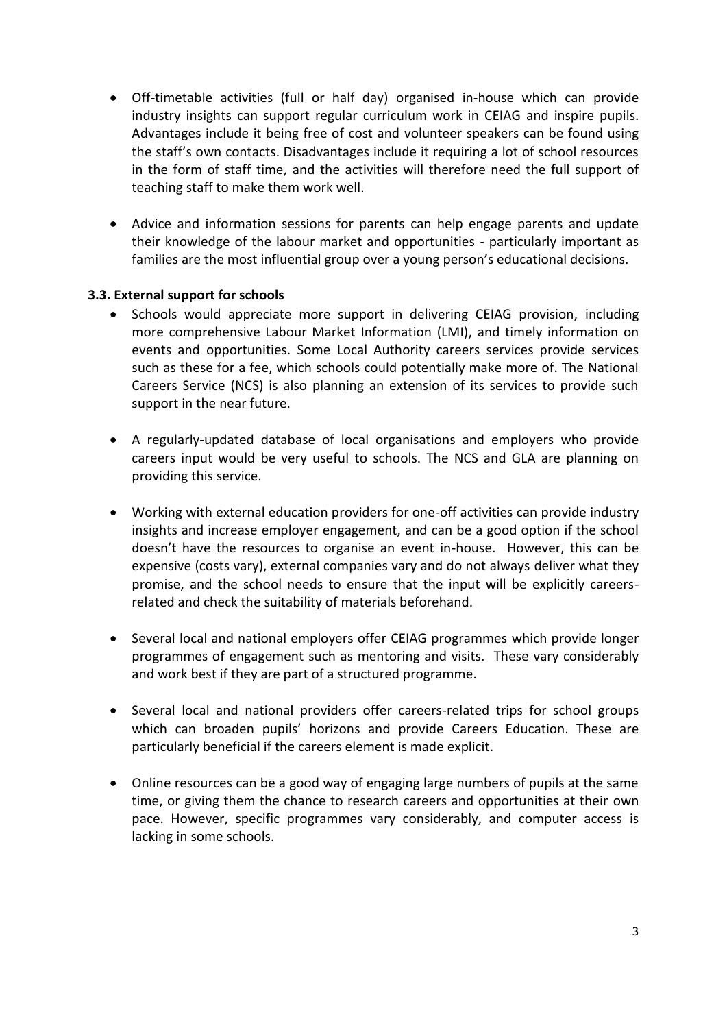- Off-timetable activities (full or half day) organised in-house which can provide industry insights can support regular curriculum work in CEIAG and inspire pupils. Advantages include it being free of cost and volunteer speakers can be found using the staff's own contacts. Disadvantages include it requiring a lot of school resources in the form of staff time, and the activities will therefore need the full support of teaching staff to make them work well.

- Advice and information sessions for parents can help engage parents and update their knowledge of the labour market and opportunities - particularly important as families are the most influential group over a young person's educational decisions.

### 3.3. External support for schools

- Schools would appreciate more support in delivering CEIAG provision, including more comprehensive Labour Market Information (LMI), and timely information on events and opportunities. Some Local Authority careers services provide services such as these for a fee, which schools could potentially make more of. The National Careers Service (NCS) is also planning an extension of its services to provide such support in the near future.

- A regularly-updated database of local organisations and employers who provide careers input would be very useful to schools. The NCS and GLA are planning on providing this service.

- Working with external education providers for one-off activities can provide industry insights and increase employer engagement, and can be a good option if the school doesn't have the resources to organise an event in-house. However, this can be expensive (costs vary), external companies vary and do not always deliver what they promise, and the school needs to ensure that the input will be explicitly careers-related and check the suitability of materials beforehand.

- Several local and national employers offer CEIAG programmes which provide longer programmes of engagement such as mentoring and visits. These vary considerably and work best if they are part of a structured programme.

- Several local and national providers offer careers-related trips for school groups which can broaden pupils' horizons and provide Careers Education. These are particularly beneficial if the careers element is made explicit.

- Online resources can be a good way of engaging large numbers of pupils at the same time, or giving them the chance to research careers and opportunities at their own pace. However, specific programmes vary considerably, and computer access is lacking in some schools.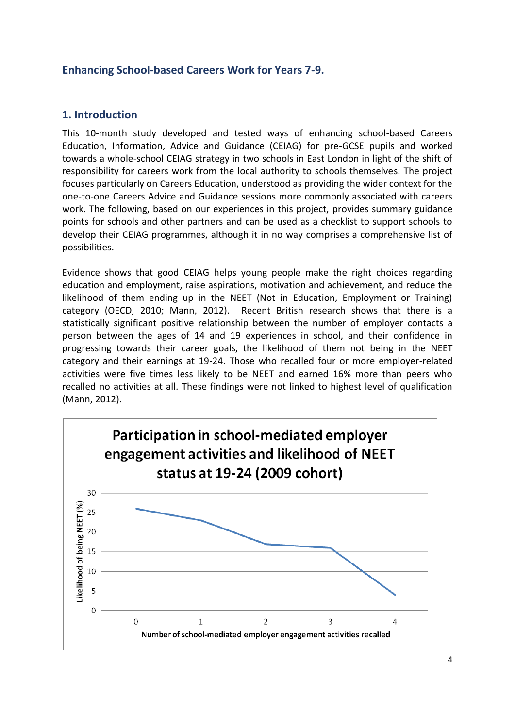## Enhancing School-based Careers Work for Years 7-9.

### 1. Introduction

This 10-month study developed and tested ways of enhancing school-based Careers Education, Information, Advice and Guidance (CEIAG) for pre-GCSE pupils and worked towards a whole-school CEIAG strategy in two schools in East London in light of the shift of responsibility for careers work from the local authority to schools themselves. The project focuses particularly on Careers Education, understood as providing the wider context for the one-to-one Careers Advice and Guidance sessions more commonly associated with careers work. The following, based on our experiences in this project, provides summary guidance points for schools and other partners and can be used as a checklist to support schools to develop their CEIAG programmes, although it in no way comprises a comprehensive list of possibilities.

Evidence shows that good CEIAG helps young people make the right choices regarding education and employment, raise aspirations, motivation and achievement, and reduce the likelihood of them ending up in the NEET (Not in Education, Employment or Training) category (OECD, 2010; Mann, 2012). Recent British research shows that there is a statistically significant positive relationship between the number of employer contacts a person between the ages of 14 and 19 experiences in school, and their confidence in progressing towards their career goals, the likelihood of them not being in the NEET category and their earnings at 19-24. Those who recalled four or more employer-related activities were five times less likely to be NEET and earned 16% more than peers who recalled no activities at all. These findings were not linked to highest level of qualification (Mann, 2012).

**Participation in school-mediated employer engagement activities and likelihood of NEET status at 19-24 (2009 cohort)**

| Number of school-mediated employer engagement activities recalled | Likelihood of being NEET (%) |
|---|---|
| 0 | 26 |
| 1 | 23 |
| 2 | 17 |
| 3 | 16 |
| 4 | 4 |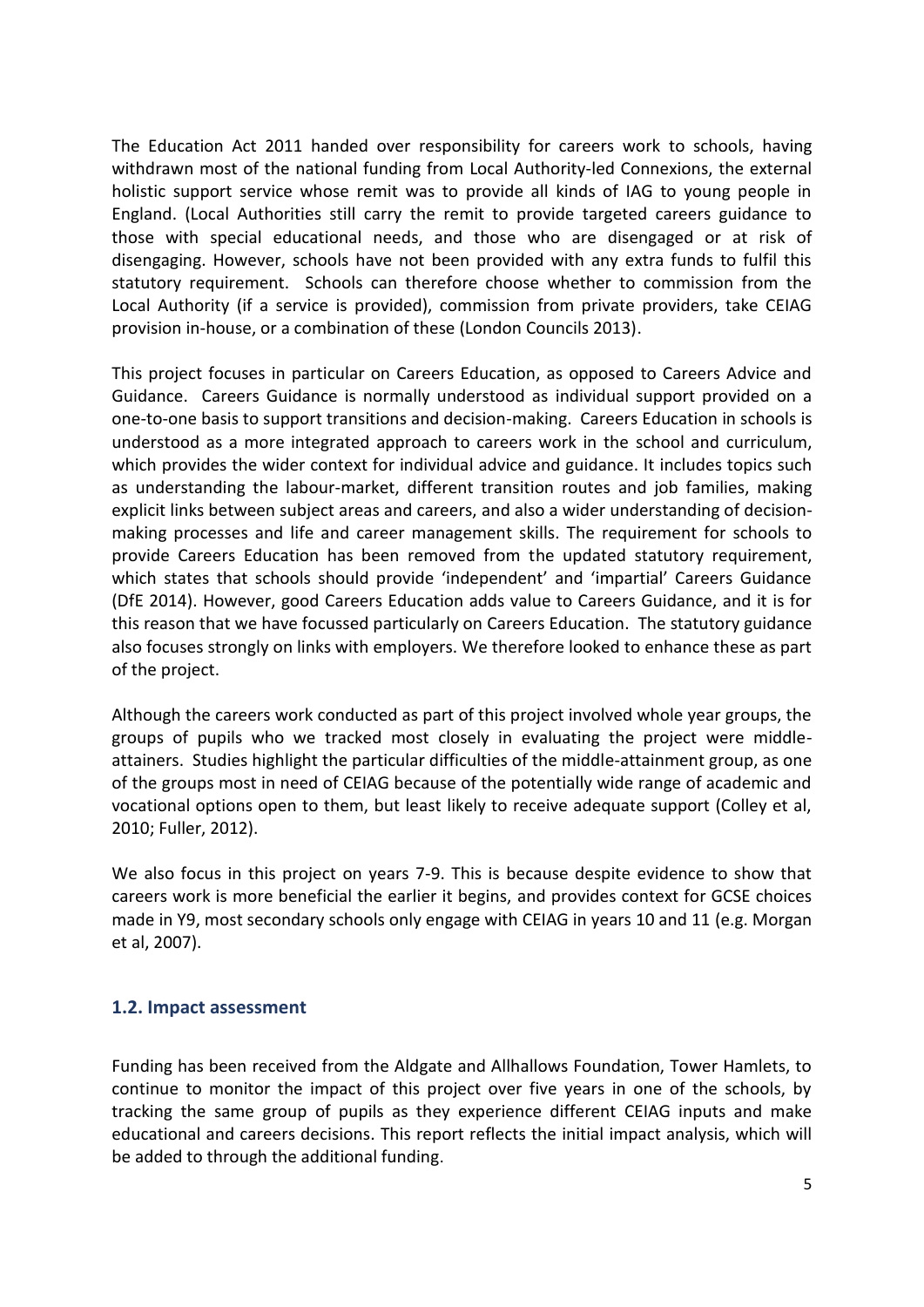The Education Act 2011 handed over responsibility for careers work to schools, having withdrawn most of the national funding from Local Authority-led Connexions, the external holistic support service whose remit was to provide all kinds of IAG to young people in England. (Local Authorities still carry the remit to provide targeted careers guidance to those with special educational needs, and those who are disengaged or at risk of disengaging. However, schools have not been provided with any extra funds to fulfil this statutory requirement. Schools can therefore choose whether to commission from the Local Authority (if a service is provided), commission from private providers, take CEIAG provision in-house, or a combination of these (London Councils 2013).

This project focuses in particular on Careers Education, as opposed to Careers Advice and Guidance. Careers Guidance is normally understood as individual support provided on a one-to-one basis to support transitions and decision-making. Careers Education in schools is understood as a more integrated approach to careers work in the school and curriculum, which provides the wider context for individual advice and guidance. It includes topics such as understanding the labour-market, different transition routes and job families, making explicit links between subject areas and careers, and also a wider understanding of decision-making processes and life and career management skills. The requirement for schools to provide Careers Education has been removed from the updated statutory requirement, which states that schools should provide 'independent' and 'impartial' Careers Guidance (DfE 2014). However, good Careers Education adds value to Careers Guidance, and it is for this reason that we have focussed particularly on Careers Education. The statutory guidance also focuses strongly on links with employers. We therefore looked to enhance these as part of the project.

Although the careers work conducted as part of this project involved whole year groups, the groups of pupils who we tracked most closely in evaluating the project were middle-attainers. Studies highlight the particular difficulties of the middle-attainment group, as one of the groups most in need of CEIAG because of the potentially wide range of academic and vocational options open to them, but least likely to receive adequate support (Colley et al, 2010; Fuller, 2012).

We also focus in this project on years 7-9. This is because despite evidence to show that careers work is more beneficial the earlier it begins, and provides context for GCSE choices made in Y9, most secondary schools only engage with CEIAG in years 10 and 11 (e.g. Morgan et al, 2007).

## 1.2. Impact assessment

Funding has been received from the Aldgate and Allhallows Foundation, Tower Hamlets, to continue to monitor the impact of this project over five years in one of the schools, by tracking the same group of pupils as they experience different CEIAG inputs and make educational and careers decisions. This report reflects the initial impact analysis, which will be added to through the additional funding.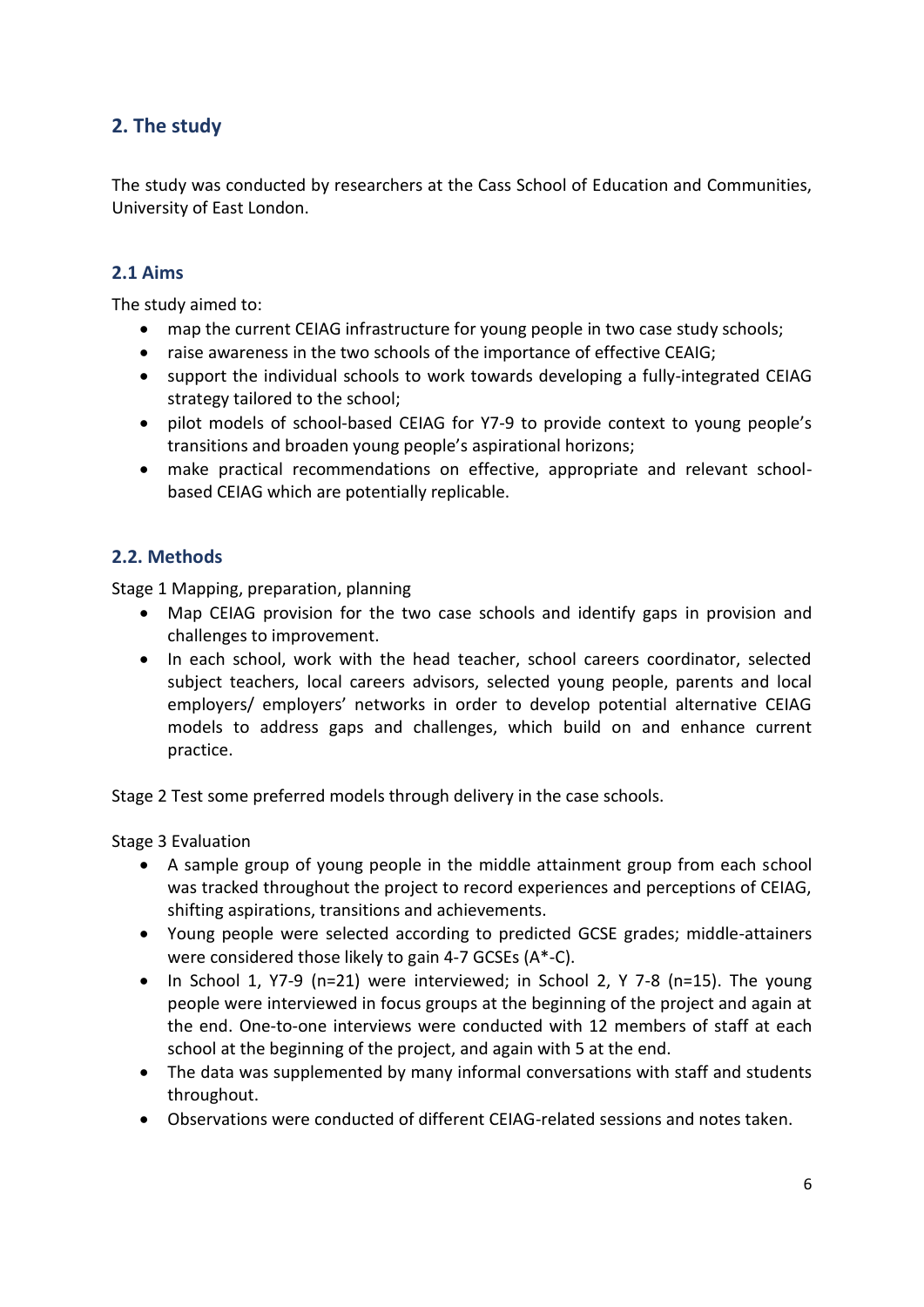## 2. The study

The study was conducted by researchers at the Cass School of Education and Communities, University of East London.

### 2.1 Aims

The study aimed to:

- map the current CEIAG infrastructure for young people in two case study schools;
- raise awareness in the two schools of the importance of effective CEAIG;
- support the individual schools to work towards developing a fully-integrated CEIAG strategy tailored to the school;
- pilot models of school-based CEIAG for Y7-9 to provide context to young people's transitions and broaden young people's aspirational horizons;
- make practical recommendations on effective, appropriate and relevant school-based CEIAG which are potentially replicable.

### 2.2. Methods

Stage 1 Mapping, preparation, planning

- Map CEIAG provision for the two case schools and identify gaps in provision and challenges to improvement.
- In each school, work with the head teacher, school careers coordinator, selected subject teachers, local careers advisors, selected young people, parents and local employers/ employers' networks in order to develop potential alternative CEIAG models to address gaps and challenges, which build on and enhance current practice.

Stage 2 Test some preferred models through delivery in the case schools.

Stage 3 Evaluation

- A sample group of young people in the middle attainment group from each school was tracked throughout the project to record experiences and perceptions of CEIAG, shifting aspirations, transitions and achievements.
- Young people were selected according to predicted GCSE grades; middle-attainers were considered those likely to gain 4-7 GCSEs (A*-C).
- In School 1, Y7-9 (n=21) were interviewed; in School 2, Y 7-8 (n=15). The young people were interviewed in focus groups at the beginning of the project and again at the end. One-to-one interviews were conducted with 12 members of staff at each school at the beginning of the project, and again with 5 at the end.
- The data was supplemented by many informal conversations with staff and students throughout.
- Observations were conducted of different CEIAG-related sessions and notes taken.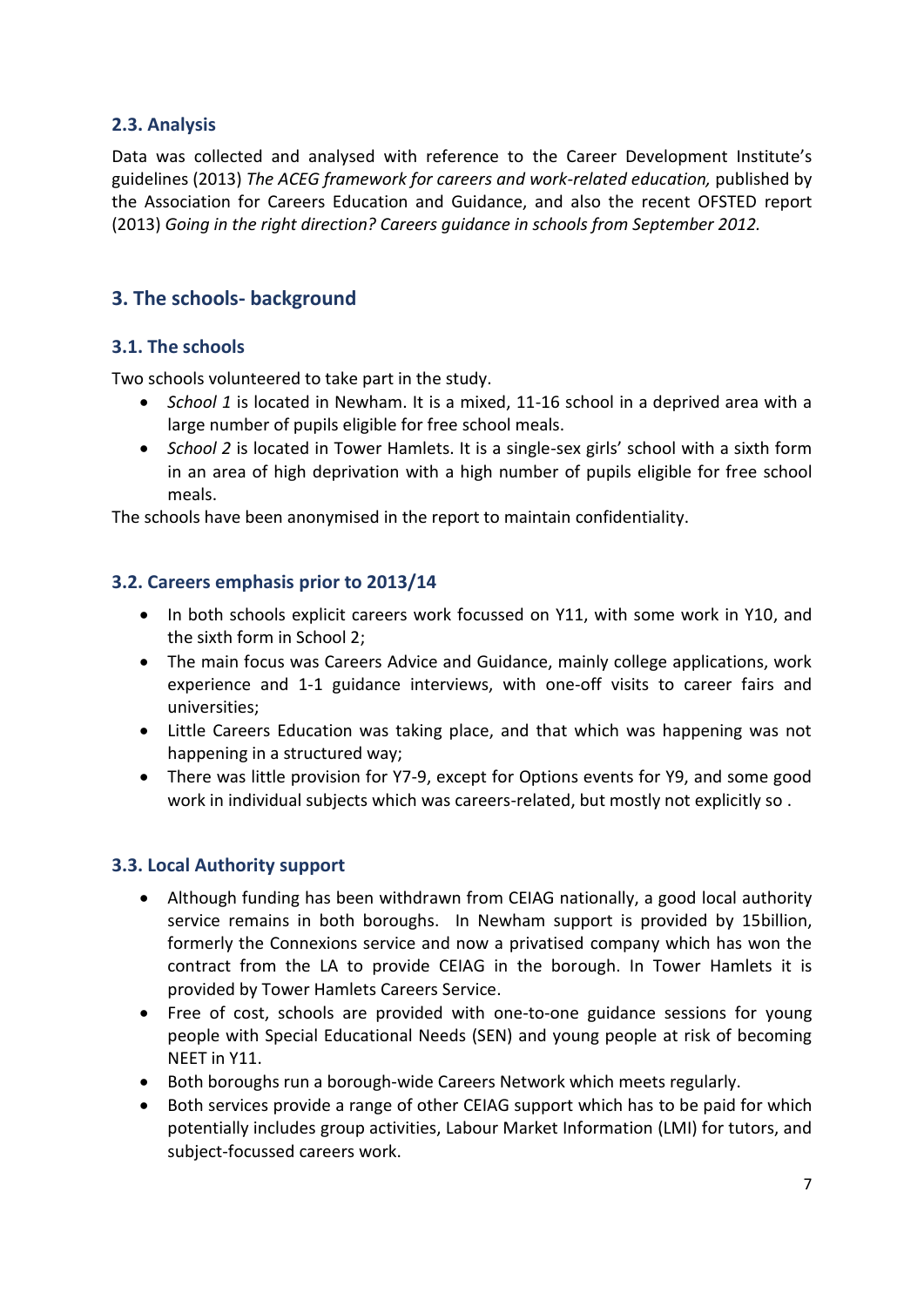### 2.3. Analysis

Data was collected and analysed with reference to the Career Development Institute's guidelines (2013) *The ACEG framework for careers and work-related education,* published by the Association for Careers Education and Guidance, and also the recent OFSTED report (2013) *Going in the right direction? Careers guidance in schools from September 2012.*

## 3. The schools- background

### 3.1. The schools

Two schools volunteered to take part in the study.

- *School 1* is located in Newham. It is a mixed, 11-16 school in a deprived area with a large number of pupils eligible for free school meals.
- *School 2* is located in Tower Hamlets. It is a single-sex girls' school with a sixth form in an area of high deprivation with a high number of pupils eligible for free school meals.

The schools have been anonymised in the report to maintain confidentiality.

### 3.2. Careers emphasis prior to 2013/14

- In both schools explicit careers work focussed on Y11, with some work in Y10, and the sixth form in School 2;
- The main focus was Careers Advice and Guidance, mainly college applications, work experience and 1-1 guidance interviews, with one-off visits to career fairs and universities;
- Little Careers Education was taking place, and that which was happening was not happening in a structured way;
- There was little provision for Y7-9, except for Options events for Y9, and some good work in individual subjects which was careers-related, but mostly not explicitly so .

### 3.3. Local Authority support

- Although funding has been withdrawn from CEIAG nationally, a good local authority service remains in both boroughs. In Newham support is provided by 15billion, formerly the Connexions service and now a privatised company which has won the contract from the LA to provide CEIAG in the borough. In Tower Hamlets it is provided by Tower Hamlets Careers Service.
- Free of cost, schools are provided with one-to-one guidance sessions for young people with Special Educational Needs (SEN) and young people at risk of becoming NEET in Y11.
- Both boroughs run a borough-wide Careers Network which meets regularly.
- Both services provide a range of other CEIAG support which has to be paid for which potentially includes group activities, Labour Market Information (LMI) for tutors, and subject-focussed careers work.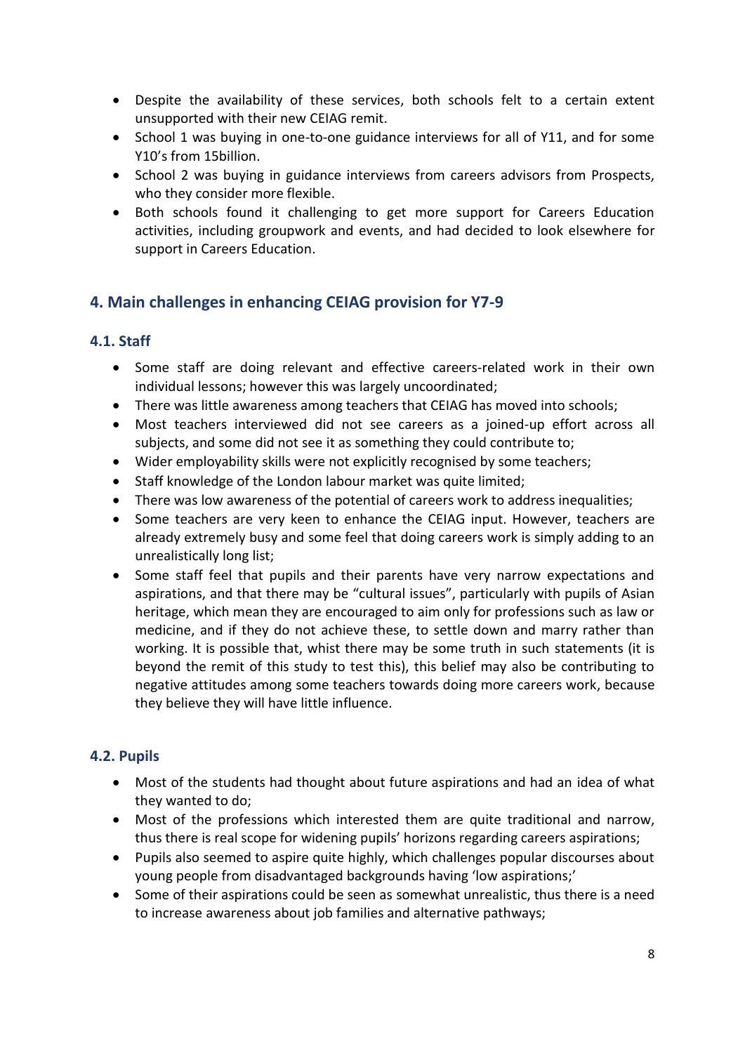- Despite the availability of these services, both schools felt to a certain extent unsupported with their new CEIAG remit.
- School 1 was buying in one-to-one guidance interviews for all of Y11, and for some Y10's from 15billion.
- School 2 was buying in guidance interviews from careers advisors from Prospects, who they consider more flexible.
- Both schools found it challenging to get more support for Careers Education activities, including groupwork and events, and had decided to look elsewhere for support in Careers Education.

## 4. Main challenges in enhancing CEIAG provision for Y7-9

### 4.1. Staff

- Some staff are doing relevant and effective careers-related work in their own individual lessons; however this was largely uncoordinated;
- There was little awareness among teachers that CEIAG has moved into schools;
- Most teachers interviewed did not see careers as a joined-up effort across all subjects, and some did not see it as something they could contribute to;
- Wider employability skills were not explicitly recognised by some teachers;
- Staff knowledge of the London labour market was quite limited;
- There was low awareness of the potential of careers work to address inequalities;
- Some teachers are very keen to enhance the CEIAG input. However, teachers are already extremely busy and some feel that doing careers work is simply adding to an unrealistically long list;
- Some staff feel that pupils and their parents have very narrow expectations and aspirations, and that there may be "cultural issues", particularly with pupils of Asian heritage, which mean they are encouraged to aim only for professions such as law or medicine, and if they do not achieve these, to settle down and marry rather than working. It is possible that, whist there may be some truth in such statements (it is beyond the remit of this study to test this), this belief may also be contributing to negative attitudes among some teachers towards doing more careers work, because they believe they will have little influence.

### 4.2. Pupils

- Most of the students had thought about future aspirations and had an idea of what they wanted to do;
- Most of the professions which interested them are quite traditional and narrow, thus there is real scope for widening pupils' horizons regarding careers aspirations;
- Pupils also seemed to aspire quite highly, which challenges popular discourses about young people from disadvantaged backgrounds having 'low aspirations;'
- Some of their aspirations could be seen as somewhat unrealistic, thus there is a need to increase awareness about job families and alternative pathways;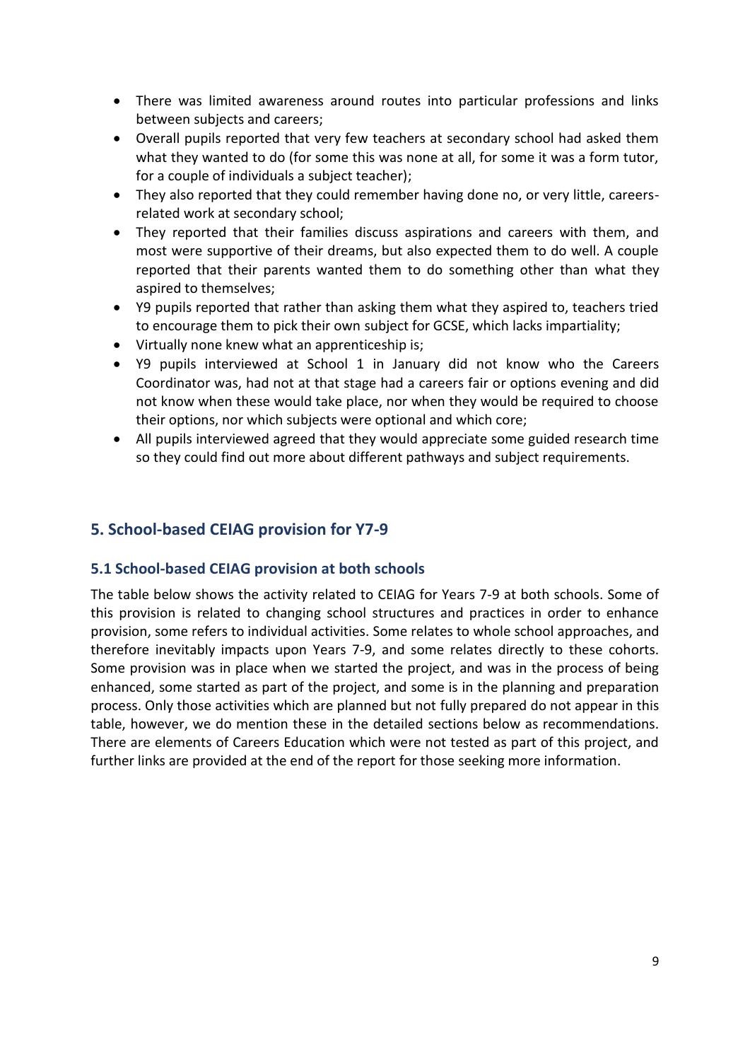- There was limited awareness around routes into particular professions and links between subjects and careers;
- Overall pupils reported that very few teachers at secondary school had asked them what they wanted to do (for some this was none at all, for some it was a form tutor, for a couple of individuals a subject teacher);
- They also reported that they could remember having done no, or very little, careers-related work at secondary school;
- They reported that their families discuss aspirations and careers with them, and most were supportive of their dreams, but also expected them to do well. A couple reported that their parents wanted them to do something other than what they aspired to themselves;
- Y9 pupils reported that rather than asking them what they aspired to, teachers tried to encourage them to pick their own subject for GCSE, which lacks impartiality;
- Virtually none knew what an apprenticeship is;
- Y9 pupils interviewed at School 1 in January did not know who the Careers Coordinator was, had not at that stage had a careers fair or options evening and did not know when these would take place, nor when they would be required to choose their options, nor which subjects were optional and which core;
- All pupils interviewed agreed that they would appreciate some guided research time so they could find out more about different pathways and subject requirements.

## 5. School-based CEIAG provision for Y7-9

### 5.1 School-based CEIAG provision at both schools

The table below shows the activity related to CEIAG for Years 7-9 at both schools. Some of this provision is related to changing school structures and practices in order to enhance provision, some refers to individual activities. Some relates to whole school approaches, and therefore inevitably impacts upon Years 7-9, and some relates directly to these cohorts. Some provision was in place when we started the project, and was in the process of being enhanced, some started as part of the project, and some is in the planning and preparation process. Only those activities which are planned but not fully prepared do not appear in this table, however, we do mention these in the detailed sections below as recommendations. There are elements of Careers Education which were not tested as part of this project, and further links are provided at the end of the report for those seeking more information.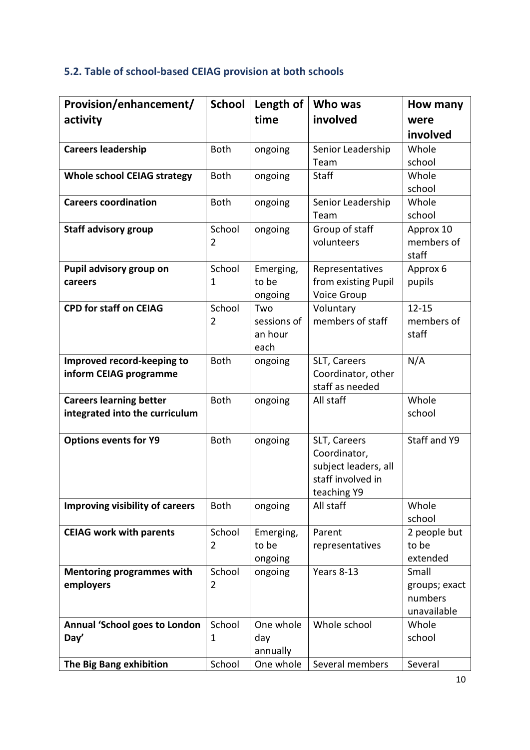### 5.2. Table of school-based CEIAG provision at both schools

| Provision/enhancement/ activity | School | Length of time | Who was involved | How many were involved |
|---|---|---|---|---|
| **Careers leadership** | Both | ongoing | Senior Leadership Team | Whole school |
| **Whole school CEIAG strategy** | Both | ongoing | Staff | Whole school |
| **Careers coordination** | Both | ongoing | Senior Leadership Team | Whole school |
| **Staff advisory group** | School 2 | ongoing | Group of staff volunteers | Approx 10 members of staff |
| **Pupil advisory group on careers** | School 1 | Emerging, to be ongoing | Representatives from existing Pupil Voice Group | Approx 6 pupils |
| **CPD for staff on CEIAG** | School 2 | Two sessions of an hour each | Voluntary members of staff | 12-15 members of staff |
| **Improved record-keeping to inform CEIAG programme** | Both | ongoing | SLT, Careers Coordinator, other staff as needed | N/A |
| **Careers learning better integrated into the curriculum** | Both | ongoing | All staff | Whole school |
| **Options events for Y9** | Both | ongoing | SLT, Careers Coordinator, subject leaders, all staff involved in teaching Y9 | Staff and Y9 |
| **Improving visibility of careers** | Both | ongoing | All staff | Whole school |
| **CEIAG work with parents** | School 2 | Emerging, to be ongoing | Parent representatives | 2 people but to be extended |
| **Mentoring programmes with employers** | School 2 | ongoing | Years 8-13 | Small groups; exact numbers unavailable |
| **Annual 'School goes to London Day'** | School 1 | One whole day annually | Whole school | Whole school |
| **The Big Bang exhibition** | School | One whole | Several members | Several |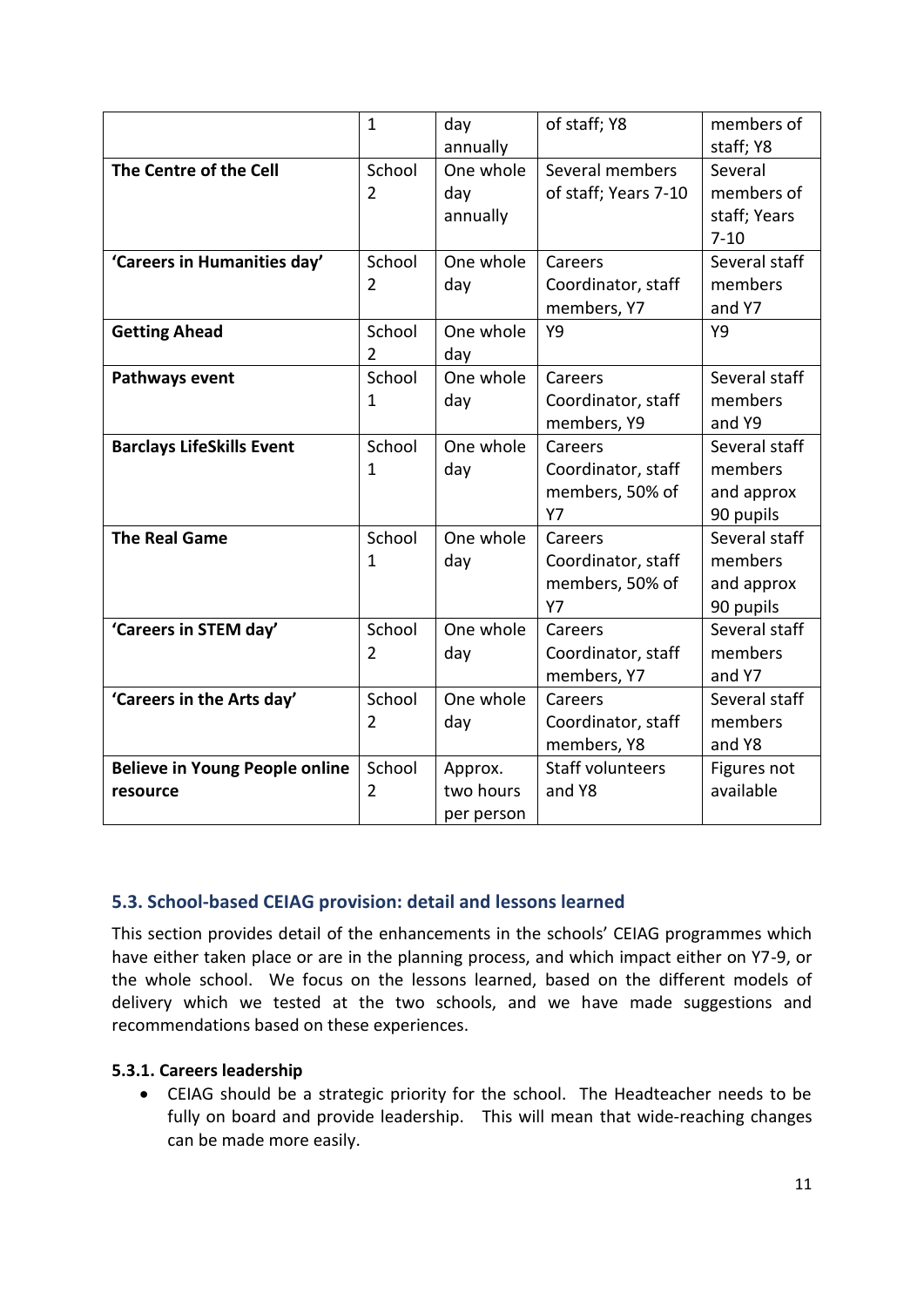| | | | | |
|---|---|---|---|---|
| | 1 | day annually | of staff; Y8 | members of staff; Y8 |
| **The Centre of the Cell** | School 2 | One whole day annually | Several members of staff; Years 7-10 | Several members of staff; Years 7-10 |
| **'Careers in Humanities day'** | School 2 | One whole day | Careers Coordinator, staff members, Y7 | Several staff members and Y7 |
| **Getting Ahead** | School 2 | One whole day | Y9 | Y9 |
| **Pathways event** | School 1 | One whole day | Careers Coordinator, staff members, Y9 | Several staff members and Y9 |
| **Barclays LifeSkills Event** | School 1 | One whole day | Careers Coordinator, staff members, 50% of Y7 | Several staff members and approx 90 pupils |
| **The Real Game** | School 1 | One whole day | Careers Coordinator, staff members, 50% of Y7 | Several staff members and approx 90 pupils |
| **'Careers in STEM day'** | School 2 | One whole day | Careers Coordinator, staff members, Y7 | Several staff members and Y7 |
| **'Careers in the Arts day'** | School 2 | One whole day | Careers Coordinator, staff members, Y8 | Several staff members and Y8 |
| **Believe in Young People online resource** | School 2 | Approx. two hours per person | Staff volunteers and Y8 | Figures not available |

## 5.3. School-based CEIAG provision: detail and lessons learned

This section provides detail of the enhancements in the schools' CEIAG programmes which have either taken place or are in the planning process, and which impact either on Y7-9, or the whole school. We focus on the lessons learned, based on the different models of delivery which we tested at the two schools, and we have made suggestions and recommendations based on these experiences.

### 5.3.1. Careers leadership

- CEIAG should be a strategic priority for the school. The Headteacher needs to be fully on board and provide leadership. This will mean that wide-reaching changes can be made more easily.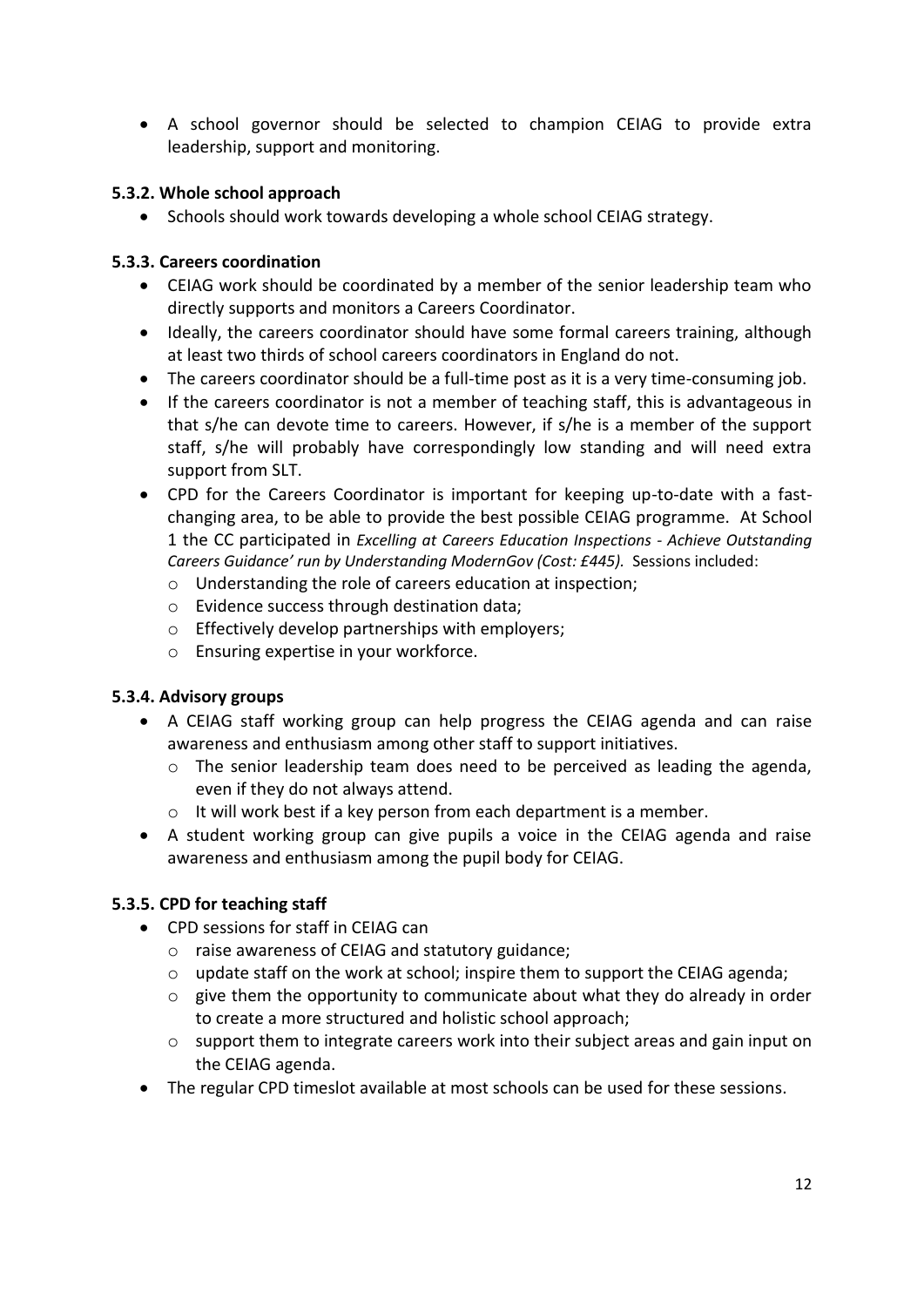- A school governor should be selected to champion CEIAG to provide extra leadership, support and monitoring.

#### 5.3.2. Whole school approach

- Schools should work towards developing a whole school CEIAG strategy.

#### 5.3.3. Careers coordination

- CEIAG work should be coordinated by a member of the senior leadership team who directly supports and monitors a Careers Coordinator.
- Ideally, the careers coordinator should have some formal careers training, although at least two thirds of school careers coordinators in England do not.
- The careers coordinator should be a full-time post as it is a very time-consuming job.
- If the careers coordinator is not a member of teaching staff, this is advantageous in that s/he can devote time to careers. However, if s/he is a member of the support staff, s/he will probably have correspondingly low standing and will need extra support from SLT.
- CPD for the Careers Coordinator is important for keeping up-to-date with a fast-changing area, to be able to provide the best possible CEIAG programme. At School 1 the CC participated in *Excelling at Careers Education Inspections - Achieve Outstanding Careers Guidance' run by Understanding ModernGov (Cost: £445).* Sessions included:
  - Understanding the role of careers education at inspection;
  - Evidence success through destination data;
  - Effectively develop partnerships with employers;
  - Ensuring expertise in your workforce.

#### 5.3.4. Advisory groups

- A CEIAG staff working group can help progress the CEIAG agenda and can raise awareness and enthusiasm among other staff to support initiatives.
  - The senior leadership team does need to be perceived as leading the agenda, even if they do not always attend.
  - It will work best if a key person from each department is a member.
- A student working group can give pupils a voice in the CEIAG agenda and raise awareness and enthusiasm among the pupil body for CEIAG.

#### 5.3.5. CPD for teaching staff

- CPD sessions for staff in CEIAG can
  - raise awareness of CEIAG and statutory guidance;
  - update staff on the work at school; inspire them to support the CEIAG agenda;
  - give them the opportunity to communicate about what they do already in order to create a more structured and holistic school approach;
  - support them to integrate careers work into their subject areas and gain input on the CEIAG agenda.
- The regular CPD timeslot available at most schools can be used for these sessions.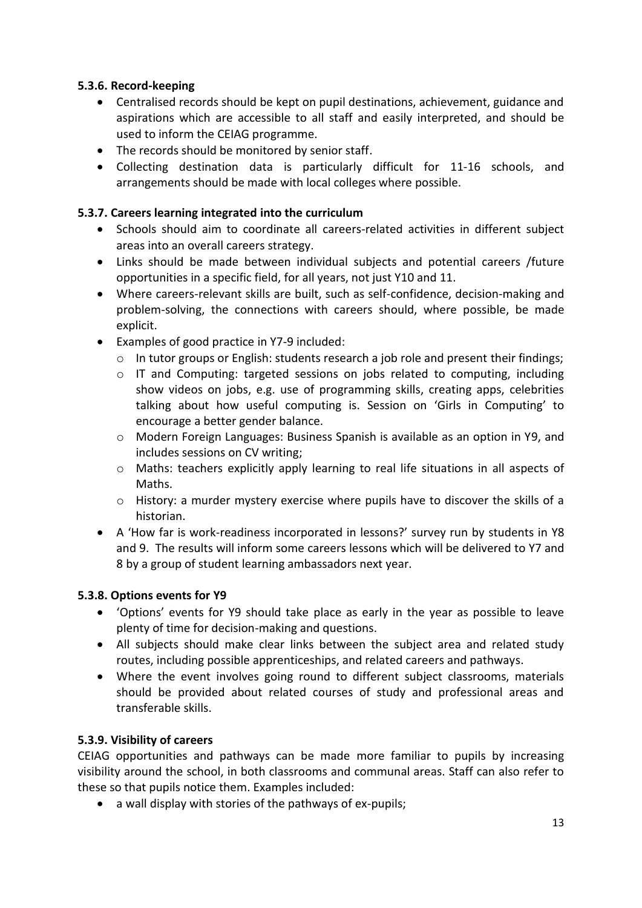#### 5.3.6. Record-keeping

- Centralised records should be kept on pupil destinations, achievement, guidance and aspirations which are accessible to all staff and easily interpreted, and should be used to inform the CEIAG programme.
- The records should be monitored by senior staff.
- Collecting destination data is particularly difficult for 11-16 schools, and arrangements should be made with local colleges where possible.

#### 5.3.7. Careers learning integrated into the curriculum

- Schools should aim to coordinate all careers-related activities in different subject areas into an overall careers strategy.
- Links should be made between individual subjects and potential careers /future opportunities in a specific field, for all years, not just Y10 and 11.
- Where careers-relevant skills are built, such as self-confidence, decision-making and problem-solving, the connections with careers should, where possible, be made explicit.
- Examples of good practice in Y7-9 included:
  - In tutor groups or English: students research a job role and present their findings;
  - IT and Computing: targeted sessions on jobs related to computing, including show videos on jobs, e.g. use of programming skills, creating apps, celebrities talking about how useful computing is. Session on 'Girls in Computing' to encourage a better gender balance.
  - Modern Foreign Languages: Business Spanish is available as an option in Y9, and includes sessions on CV writing;
  - Maths: teachers explicitly apply learning to real life situations in all aspects of Maths.
  - History: a murder mystery exercise where pupils have to discover the skills of a historian.
- A 'How far is work-readiness incorporated in lessons?' survey run by students in Y8 and 9. The results will inform some careers lessons which will be delivered to Y7 and 8 by a group of student learning ambassadors next year.

#### 5.3.8. Options events for Y9

- 'Options' events for Y9 should take place as early in the year as possible to leave plenty of time for decision-making and questions.
- All subjects should make clear links between the subject area and related study routes, including possible apprenticeships, and related careers and pathways.
- Where the event involves going round to different subject classrooms, materials should be provided about related courses of study and professional areas and transferable skills.

#### 5.3.9. Visibility of careers

CEIAG opportunities and pathways can be made more familiar to pupils by increasing visibility around the school, in both classrooms and communal areas. Staff can also refer to these so that pupils notice them. Examples included:

- a wall display with stories of the pathways of ex-pupils;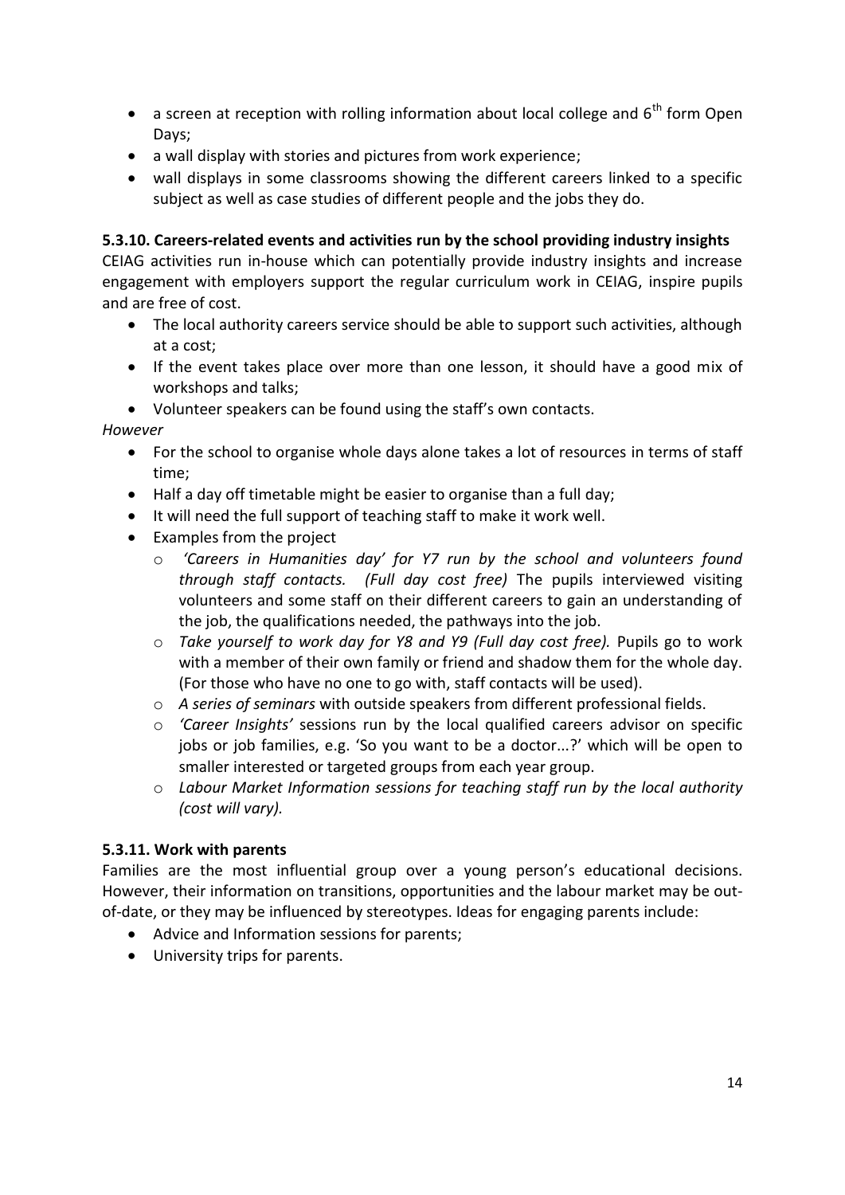- a screen at reception with rolling information about local college and 6th form Open Days;
- a wall display with stories and pictures from work experience;
- wall displays in some classrooms showing the different careers linked to a specific subject as well as case studies of different people and the jobs they do.

**5.3.10. Careers-related events and activities run by the school providing industry insights**

CEIAG activities run in-house which can potentially provide industry insights and increase engagement with employers support the regular curriculum work in CEIAG, inspire pupils and are free of cost.

- The local authority careers service should be able to support such activities, although at a cost;
- If the event takes place over more than one lesson, it should have a good mix of workshops and talks;
- Volunteer speakers can be found using the staff's own contacts.

*However*

- For the school to organise whole days alone takes a lot of resources in terms of staff time;
- Half a day off timetable might be easier to organise than a full day;
- It will need the full support of teaching staff to make it work well.
- Examples from the project
  - *'Careers in Humanities day' for Y7 run by the school and volunteers found through staff contacts. (Full day cost free)* The pupils interviewed visiting volunteers and some staff on their different careers to gain an understanding of the job, the qualifications needed, the pathways into the job.
  - *Take yourself to work day for Y8 and Y9 (Full day cost free).* Pupils go to work with a member of their own family or friend and shadow them for the whole day. (For those who have no one to go with, staff contacts will be used).
  - *A series of seminars* with outside speakers from different professional fields.
  - *'Career Insights'* sessions run by the local qualified careers advisor on specific jobs or job families, e.g. 'So you want to be a doctor...?' which will be open to smaller interested or targeted groups from each year group.
  - *Labour Market Information sessions for teaching staff run by the local authority (cost will vary).*

**5.3.11. Work with parents**

Families are the most influential group over a young person's educational decisions. However, their information on transitions, opportunities and the labour market may be out-of-date, or they may be influenced by stereotypes. Ideas for engaging parents include:

- Advice and Information sessions for parents;
- University trips for parents.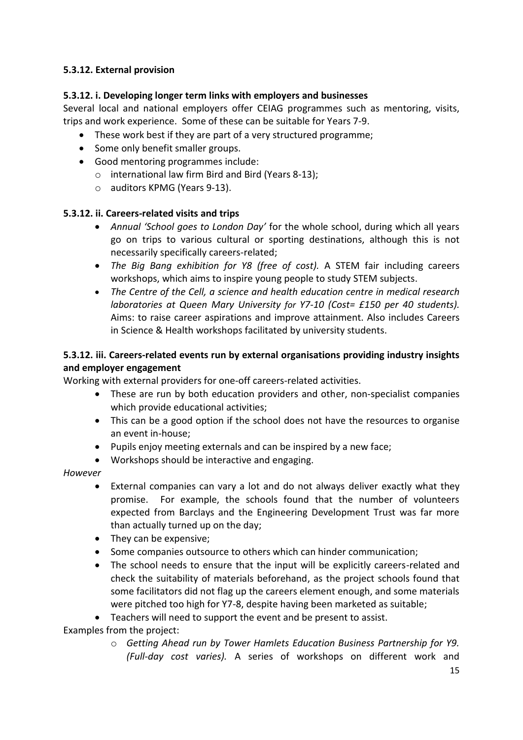### 5.3.12. External provision

#### 5.3.12. i. Developing longer term links with employers and businesses

Several local and national employers offer CEIAG programmes such as mentoring, visits, trips and work experience. Some of these can be suitable for Years 7-9.

- These work best if they are part of a very structured programme;
- Some only benefit smaller groups.
- Good mentoring programmes include:
  - international law firm Bird and Bird (Years 8-13);
  - auditors KPMG (Years 9-13).

#### 5.3.12. ii. Careers-related visits and trips

- *Annual 'School goes to London Day'* for the whole school, during which all years go on trips to various cultural or sporting destinations, although this is not necessarily specifically careers-related;
- *The Big Bang exhibition for Y8 (free of cost).* A STEM fair including careers workshops, which aims to inspire young people to study STEM subjects.
- *The Centre of the Cell, a science and health education centre in medical research laboratories at Queen Mary University for Y7-10 (Cost= £150 per 40 students).* Aims: to raise career aspirations and improve attainment. Also includes Careers in Science & Health workshops facilitated by university students.

#### 5.3.12. iii. Careers-related events run by external organisations providing industry insights and employer engagement

Working with external providers for one-off careers-related activities.

- These are run by both education providers and other, non-specialist companies which provide educational activities;
- This can be a good option if the school does not have the resources to organise an event in-house;
- Pupils enjoy meeting externals and can be inspired by a new face;
- Workshops should be interactive and engaging.

*However*

- External companies can vary a lot and do not always deliver exactly what they promise. For example, the schools found that the number of volunteers expected from Barclays and the Engineering Development Trust was far more than actually turned up on the day;
- They can be expensive;
- Some companies outsource to others which can hinder communication;
- The school needs to ensure that the input will be explicitly careers-related and check the suitability of materials beforehand, as the project schools found that some facilitators did not flag up the careers element enough, and some materials were pitched too high for Y7-8, despite having been marketed as suitable;
- Teachers will need to support the event and be present to assist.

Examples from the project:

- *Getting Ahead run by Tower Hamlets Education Business Partnership for Y9. (Full-day cost varies).* A series of workshops on different work and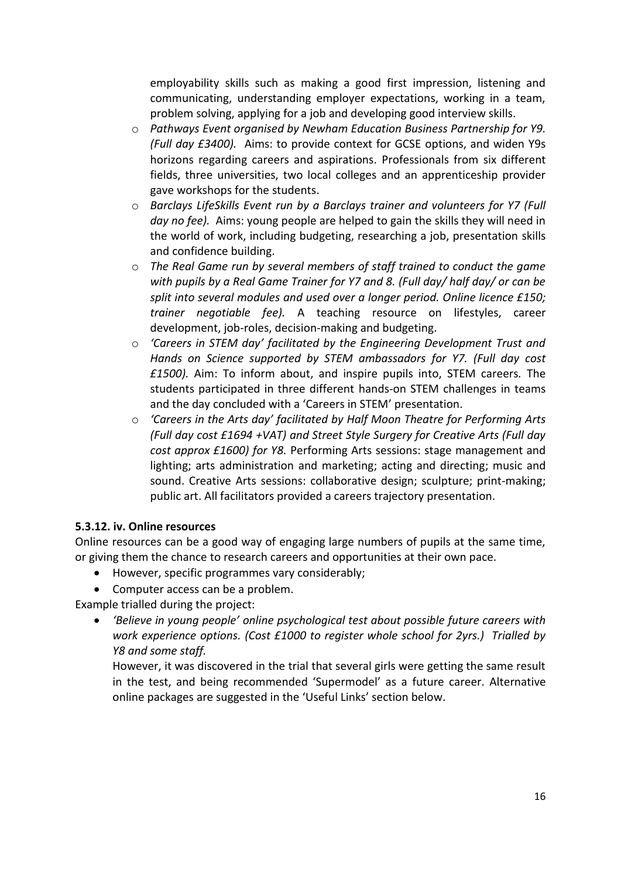employability skills such as making a good first impression, listening and communicating, understanding employer expectations, working in a team, problem solving, applying for a job and developing good interview skills.

- *Pathways Event organised by Newham Education Business Partnership for Y9. (Full day £3400).* Aims: to provide context for GCSE options, and widen Y9s horizons regarding careers and aspirations. Professionals from six different fields, three universities, two local colleges and an apprenticeship provider gave workshops for the students.
- *Barclays LifeSkills Event run by a Barclays trainer and volunteers for Y7 (Full day no fee).* Aims: young people are helped to gain the skills they will need in the world of work, including budgeting, researching a job, presentation skills and confidence building.
- *The Real Game run by several members of staff trained to conduct the game with pupils by a Real Game Trainer for Y7 and 8. (Full day/ half day/ or can be split into several modules and used over a longer period. Online licence £150; trainer negotiable fee).* A teaching resource on lifestyles, career development, job-roles, decision-making and budgeting.
- *'Careers in STEM day' facilitated by the Engineering Development Trust and Hands on Science supported by STEM ambassadors for Y7. (Full day cost £1500).* Aim: To inform about, and inspire pupils into, STEM careers. The students participated in three different hands-on STEM challenges in teams and the day concluded with a 'Careers in STEM' presentation.
- *'Careers in the Arts day' facilitated by Half Moon Theatre for Performing Arts (Full day cost £1694 +VAT) and Street Style Surgery for Creative Arts (Full day cost approx £1600) for Y8.* Performing Arts sessions: stage management and lighting; arts administration and marketing; acting and directing; music and sound. Creative Arts sessions: collaborative design; sculpture; print-making; public art. All facilitators provided a careers trajectory presentation.

#### 5.3.12. iv. Online resources

Online resources can be a good way of engaging large numbers of pupils at the same time, or giving them the chance to research careers and opportunities at their own pace.

- However, specific programmes vary considerably;
- Computer access can be a problem.

Example trialled during the project:

- *'Believe in young people' online psychological test about possible future careers with work experience options. (Cost £1000 to register whole school for 2yrs.) Trialled by Y8 and some staff.*

  However, it was discovered in the trial that several girls were getting the same result in the test, and being recommended 'Supermodel' as a future career. Alternative online packages are suggested in the 'Useful Links' section below.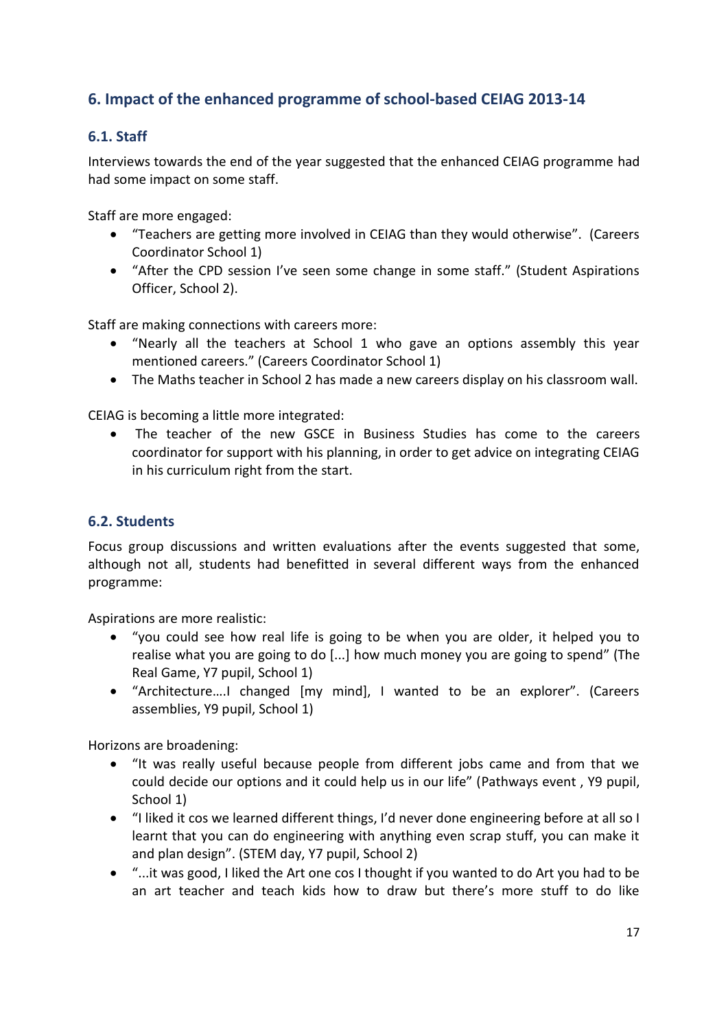## 6. Impact of the enhanced programme of school-based CEIAG 2013-14

### 6.1. Staff

Interviews towards the end of the year suggested that the enhanced CEIAG programme had had some impact on some staff.

Staff are more engaged:

- "Teachers are getting more involved in CEIAG than they would otherwise". (Careers Coordinator School 1)
- "After the CPD session I've seen some change in some staff." (Student Aspirations Officer, School 2).

Staff are making connections with careers more:

- "Nearly all the teachers at School 1 who gave an options assembly this year mentioned careers." (Careers Coordinator School 1)
- The Maths teacher in School 2 has made a new careers display on his classroom wall.

CEIAG is becoming a little more integrated:

- The teacher of the new GSCE in Business Studies has come to the careers coordinator for support with his planning, in order to get advice on integrating CEIAG in his curriculum right from the start.

### 6.2. Students

Focus group discussions and written evaluations after the events suggested that some, although not all, students had benefitted in several different ways from the enhanced programme:

Aspirations are more realistic:

- "you could see how real life is going to be when you are older, it helped you to realise what you are going to do [...] how much money you are going to spend" (The Real Game, Y7 pupil, School 1)
- "Architecture….I changed [my mind], I wanted to be an explorer". (Careers assemblies, Y9 pupil, School 1)

Horizons are broadening:

- "It was really useful because people from different jobs came and from that we could decide our options and it could help us in our life" (Pathways event , Y9 pupil, School 1)
- "I liked it cos we learned different things, I'd never done engineering before at all so I learnt that you can do engineering with anything even scrap stuff, you can make it and plan design". (STEM day, Y7 pupil, School 2)
- "...it was good, I liked the Art one cos I thought if you wanted to do Art you had to be an art teacher and teach kids how to draw but there's more stuff to do like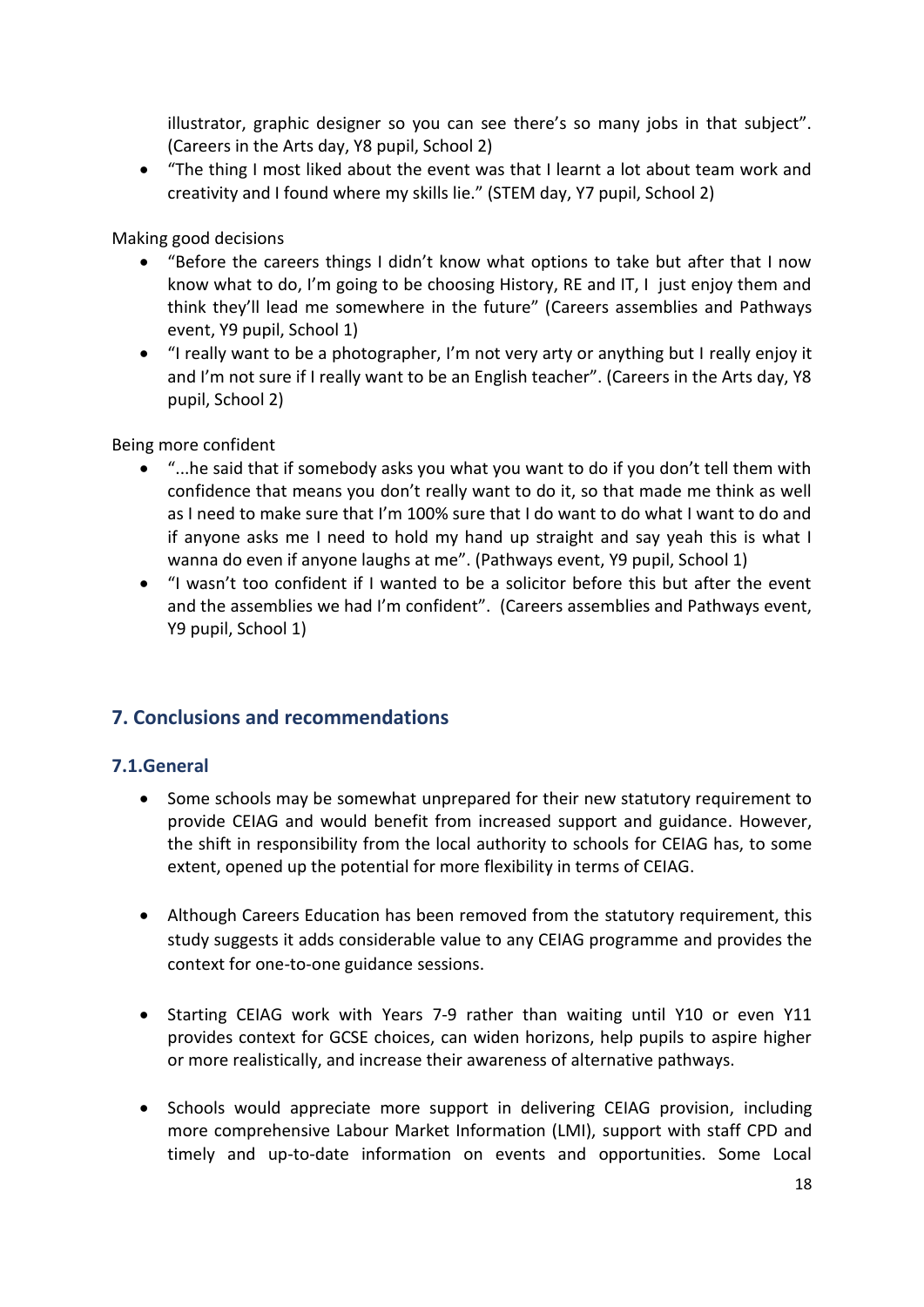illustrator, graphic designer so you can see there's so many jobs in that subject". (Careers in the Arts day, Y8 pupil, School 2)
- "The thing I most liked about the event was that I learnt a lot about team work and creativity and I found where my skills lie." (STEM day, Y7 pupil, School 2)

Making good decisions

- "Before the careers things I didn't know what options to take but after that I now know what to do, I'm going to be choosing History, RE and IT, I just enjoy them and think they'll lead me somewhere in the future" (Careers assemblies and Pathways event, Y9 pupil, School 1)
- "I really want to be a photographer, I'm not very arty or anything but I really enjoy it and I'm not sure if I really want to be an English teacher". (Careers in the Arts day, Y8 pupil, School 2)

Being more confident

- "...he said that if somebody asks you what you want to do if you don't tell them with confidence that means you don't really want to do it, so that made me think as well as I need to make sure that I'm 100% sure that I do want to do what I want to do and if anyone asks me I need to hold my hand up straight and say yeah this is what I wanna do even if anyone laughs at me". (Pathways event, Y9 pupil, School 1)
- "I wasn't too confident if I wanted to be a solicitor before this but after the event and the assemblies we had I'm confident". (Careers assemblies and Pathways event, Y9 pupil, School 1)

## 7. Conclusions and recommendations

### 7.1.General

- Some schools may be somewhat unprepared for their new statutory requirement to provide CEIAG and would benefit from increased support and guidance. However, the shift in responsibility from the local authority to schools for CEIAG has, to some extent, opened up the potential for more flexibility in terms of CEIAG.

- Although Careers Education has been removed from the statutory requirement, this study suggests it adds considerable value to any CEIAG programme and provides the context for one-to-one guidance sessions.

- Starting CEIAG work with Years 7-9 rather than waiting until Y10 or even Y11 provides context for GCSE choices, can widen horizons, help pupils to aspire higher or more realistically, and increase their awareness of alternative pathways.

- Schools would appreciate more support in delivering CEIAG provision, including more comprehensive Labour Market Information (LMI), support with staff CPD and timely and up-to-date information on events and opportunities. Some Local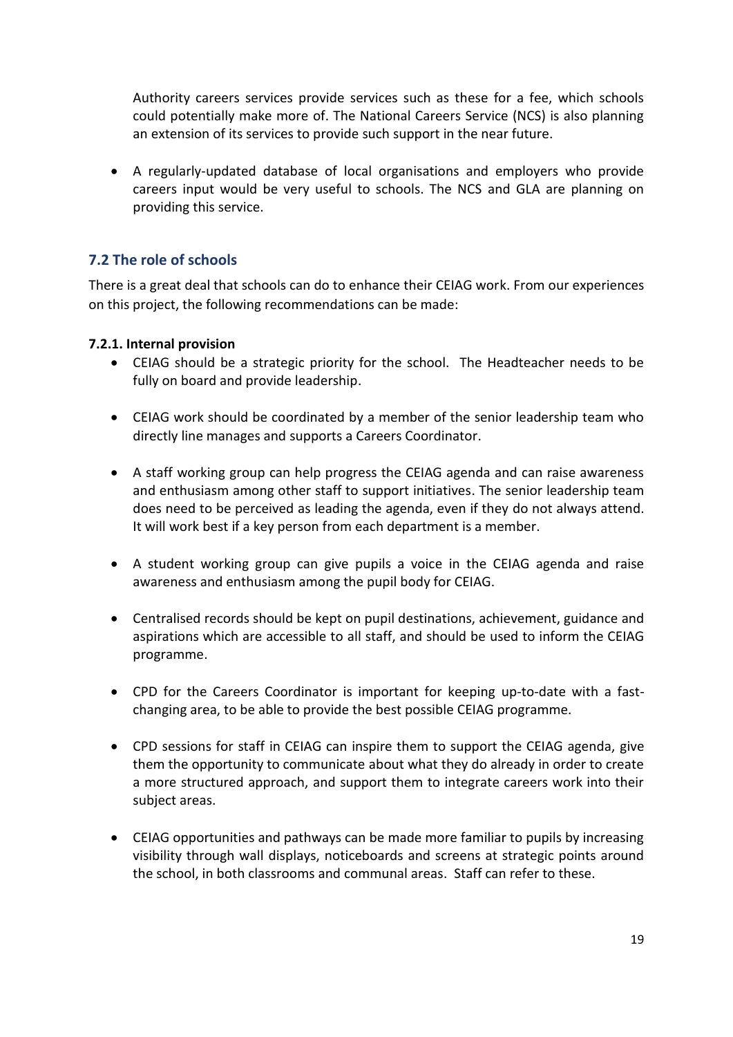Authority careers services provide services such as these for a fee, which schools could potentially make more of. The National Careers Service (NCS) is also planning an extension of its services to provide such support in the near future.

- A regularly-updated database of local organisations and employers who provide careers input would be very useful to schools. The NCS and GLA are planning on providing this service.

## 7.2 The role of schools

There is a great deal that schools can do to enhance their CEIAG work. From our experiences on this project, the following recommendations can be made:

**7.2.1. Internal provision**

- CEIAG should be a strategic priority for the school. The Headteacher needs to be fully on board and provide leadership.

- CEIAG work should be coordinated by a member of the senior leadership team who directly line manages and supports a Careers Coordinator.

- A staff working group can help progress the CEIAG agenda and can raise awareness and enthusiasm among other staff to support initiatives. The senior leadership team does need to be perceived as leading the agenda, even if they do not always attend. It will work best if a key person from each department is a member.

- A student working group can give pupils a voice in the CEIAG agenda and raise awareness and enthusiasm among the pupil body for CEIAG.

- Centralised records should be kept on pupil destinations, achievement, guidance and aspirations which are accessible to all staff, and should be used to inform the CEIAG programme.

- CPD for the Careers Coordinator is important for keeping up-to-date with a fast-changing area, to be able to provide the best possible CEIAG programme.

- CPD sessions for staff in CEIAG can inspire them to support the CEIAG agenda, give them the opportunity to communicate about what they do already in order to create a more structured approach, and support them to integrate careers work into their subject areas.

- CEIAG opportunities and pathways can be made more familiar to pupils by increasing visibility through wall displays, noticeboards and screens at strategic points around the school, in both classrooms and communal areas. Staff can refer to these.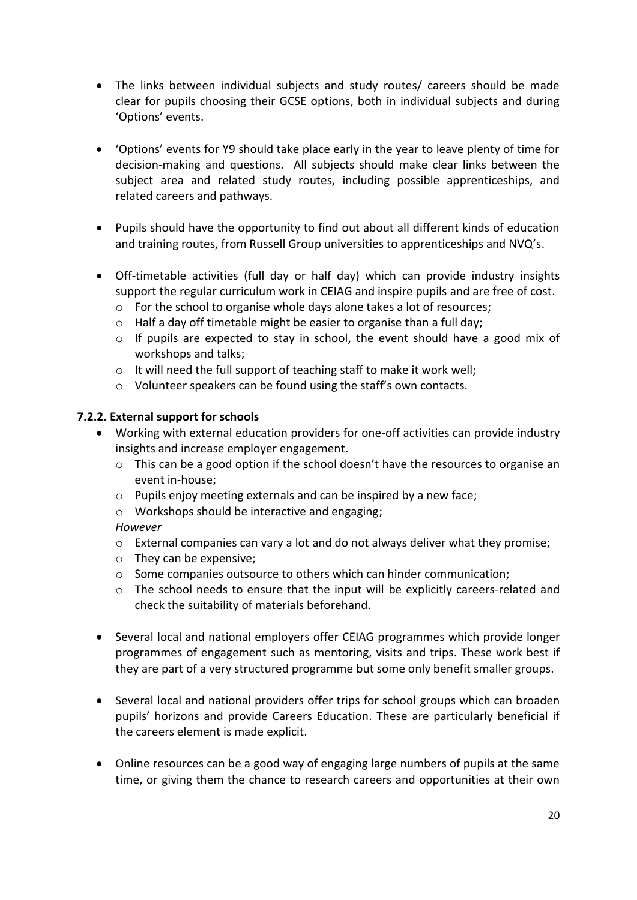- The links between individual subjects and study routes/ careers should be made clear for pupils choosing their GCSE options, both in individual subjects and during 'Options' events.

- 'Options' events for Y9 should take place early in the year to leave plenty of time for decision-making and questions. All subjects should make clear links between the subject area and related study routes, including possible apprenticeships, and related careers and pathways.

- Pupils should have the opportunity to find out about all different kinds of education and training routes, from Russell Group universities to apprenticeships and NVQ's.

- Off-timetable activities (full day or half day) which can provide industry insights support the regular curriculum work in CEIAG and inspire pupils and are free of cost.
  - For the school to organise whole days alone takes a lot of resources;
  - Half a day off timetable might be easier to organise than a full day;
  - If pupils are expected to stay in school, the event should have a good mix of workshops and talks;
  - It will need the full support of teaching staff to make it work well;
  - Volunteer speakers can be found using the staff's own contacts.

#### 7.2.2. External support for schools

- Working with external education providers for one-off activities can provide industry insights and increase employer engagement.
  - This can be a good option if the school doesn't have the resources to organise an event in-house;
  - Pupils enjoy meeting externals and can be inspired by a new face;
  - Workshops should be interactive and engaging;

  *However*
  - External companies can vary a lot and do not always deliver what they promise;
  - They can be expensive;
  - Some companies outsource to others which can hinder communication;
  - The school needs to ensure that the input will be explicitly careers-related and check the suitability of materials beforehand.

- Several local and national employers offer CEIAG programmes which provide longer programmes of engagement such as mentoring, visits and trips. These work best if they are part of a very structured programme but some only benefit smaller groups.

- Several local and national providers offer trips for school groups which can broaden pupils' horizons and provide Careers Education. These are particularly beneficial if the careers element is made explicit.

- Online resources can be a good way of engaging large numbers of pupils at the same time, or giving them the chance to research careers and opportunities at their own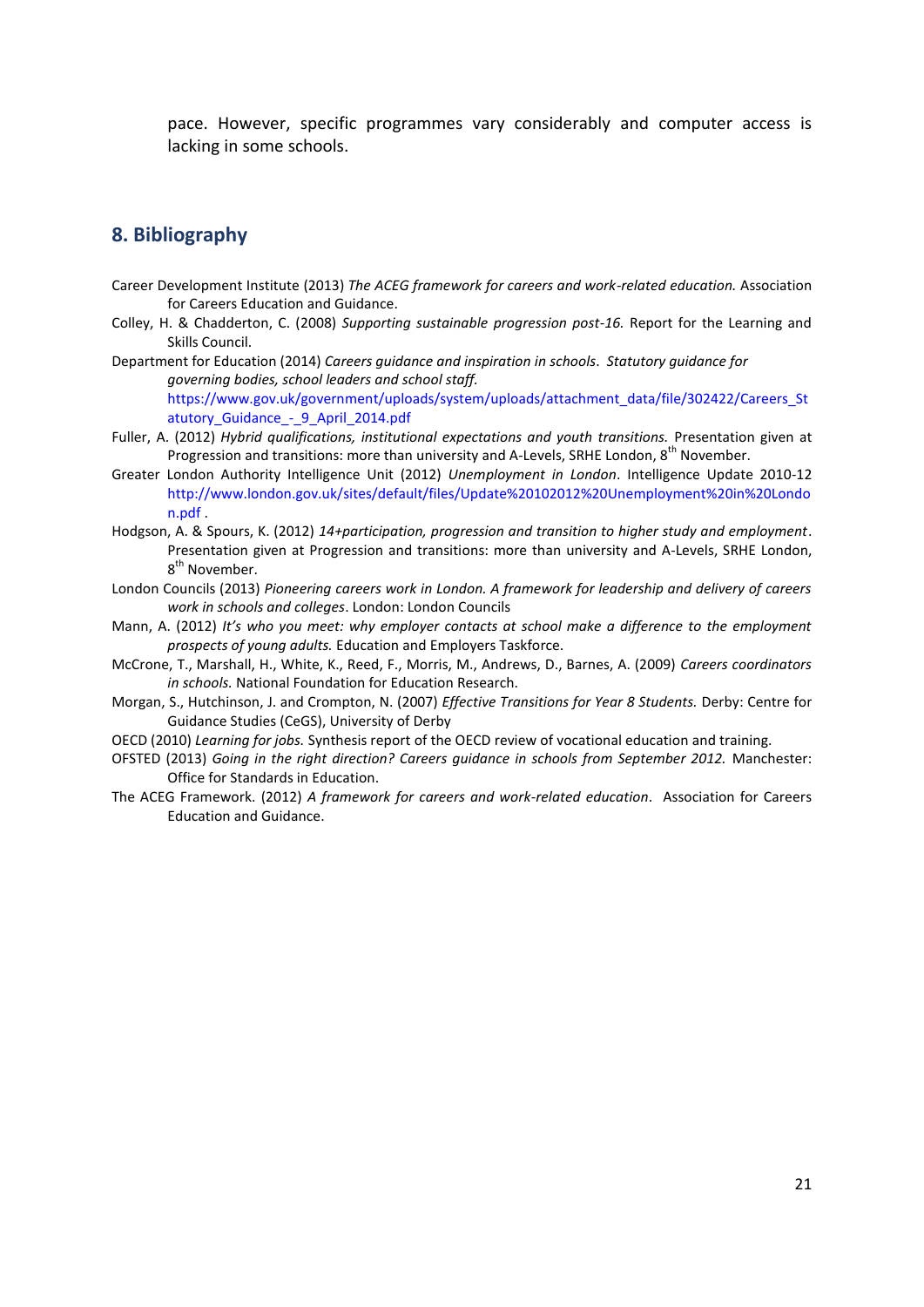pace. However, specific programmes vary considerably and computer access is lacking in some schools.

## 8. Bibliography

Career Development Institute (2013) *The ACEG framework for careers and work-related education.* Association for Careers Education and Guidance.

Colley, H. & Chadderton, C. (2008) *Supporting sustainable progression post-16.* Report for the Learning and Skills Council.

Department for Education (2014) *Careers guidance and inspiration in schools. Statutory guidance for governing bodies, school leaders and school staff.* https://www.gov.uk/government/uploads/system/uploads/attachment_data/file/302422/Careers_Statutory_Guidance_-_9_April_2014.pdf

Fuller, A. (2012) *Hybrid qualifications, institutional expectations and youth transitions.* Presentation given at Progression and transitions: more than university and A-Levels, SRHE London, 8th November.

Greater London Authority Intelligence Unit (2012) *Unemployment in London*. Intelligence Update 2010-12 http://www.london.gov.uk/sites/default/files/Update%20102012%20Unemployment%20in%20London.pdf .

Hodgson, A. & Spours, K. (2012) *14+participation, progression and transition to higher study and employment*. Presentation given at Progression and transitions: more than university and A-Levels, SRHE London, 8th November.

London Councils (2013) *Pioneering careers work in London. A framework for leadership and delivery of careers work in schools and colleges*. London: London Councils

Mann, A. (2012) *It's who you meet: why employer contacts at school make a difference to the employment prospects of young adults.* Education and Employers Taskforce.

McCrone, T., Marshall, H., White, K., Reed, F., Morris, M., Andrews, D., Barnes, A. (2009) *Careers coordinators in schools.* National Foundation for Education Research.

Morgan, S., Hutchinson, J. and Crompton, N. (2007) *Effective Transitions for Year 8 Students.* Derby: Centre for Guidance Studies (CeGS), University of Derby

OECD (2010) *Learning for jobs.* Synthesis report of the OECD review of vocational education and training.

OFSTED (2013) *Going in the right direction? Careers guidance in schools from September 2012.* Manchester: Office for Standards in Education.

The ACEG Framework. (2012) *A framework for careers and work-related education*. Association for Careers Education and Guidance.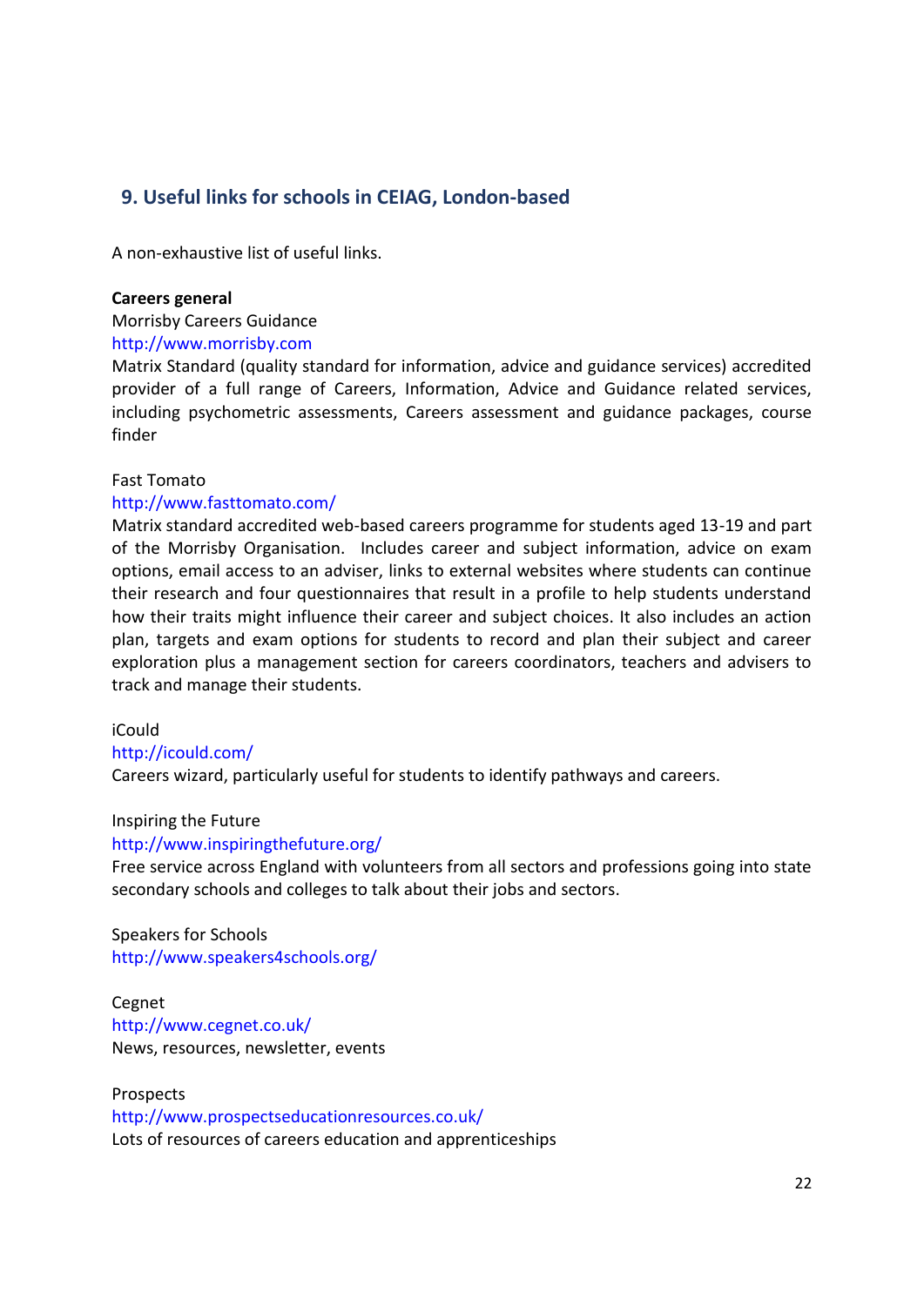## 9. Useful links for schools in CEIAG, London-based

A non-exhaustive list of useful links.

**Careers general**

Morrisby Careers Guidance
http://www.morrisby.com
Matrix Standard (quality standard for information, advice and guidance services) accredited provider of a full range of Careers, Information, Advice and Guidance related services, including psychometric assessments, Careers assessment and guidance packages, course finder

Fast Tomato
http://www.fasttomato.com/
Matrix standard accredited web-based careers programme for students aged 13-19 and part of the Morrisby Organisation. Includes career and subject information, advice on exam options, email access to an adviser, links to external websites where students can continue their research and four questionnaires that result in a profile to help students understand how their traits might influence their career and subject choices. It also includes an action plan, targets and exam options for students to record and plan their subject and career exploration plus a management section for careers coordinators, teachers and advisers to track and manage their students.

iCould
http://icould.com/
Careers wizard, particularly useful for students to identify pathways and careers.

Inspiring the Future
http://www.inspiringthefuture.org/
Free service across England with volunteers from all sectors and professions going into state secondary schools and colleges to talk about their jobs and sectors.

Speakers for Schools
http://www.speakers4schools.org/

Cegnet
http://www.cegnet.co.uk/
News, resources, newsletter, events

Prospects
http://www.prospectseducationresources.co.uk/
Lots of resources of careers education and apprenticeships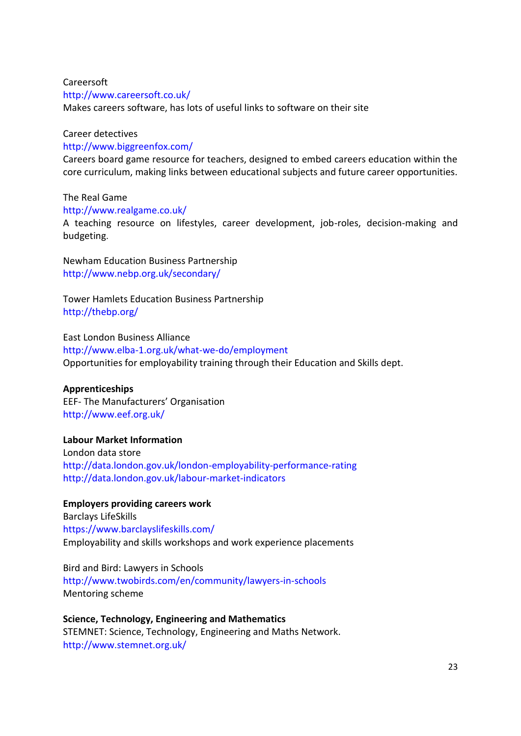Careersoft
http://www.careersoft.co.uk/
Makes careers software, has lots of useful links to software on their site

Career detectives
http://www.biggreenfox.com/
Careers board game resource for teachers, designed to embed careers education within the core curriculum, making links between educational subjects and future career opportunities.

The Real Game
http://www.realgame.co.uk/
A teaching resource on lifestyles, career development, job-roles, decision-making and budgeting.

Newham Education Business Partnership
http://www.nebp.org.uk/secondary/

Tower Hamlets Education Business Partnership
http://thebp.org/

East London Business Alliance
http://www.elba-1.org.uk/what-we-do/employment
Opportunities for employability training through their Education and Skills dept.

**Apprenticeships**
EEF- The Manufacturers' Organisation
http://www.eef.org.uk/

**Labour Market Information**
London data store
http://data.london.gov.uk/london-employability-performance-rating
http://data.london.gov.uk/labour-market-indicators

**Employers providing careers work**
Barclays LifeSkills
https://www.barclayslifeskills.com/
Employability and skills workshops and work experience placements

Bird and Bird: Lawyers in Schools
http://www.twobirds.com/en/community/lawyers-in-schools
Mentoring scheme

**Science, Technology, Engineering and Mathematics**
STEMNET: Science, Technology, Engineering and Maths Network.
http://www.stemnet.org.uk/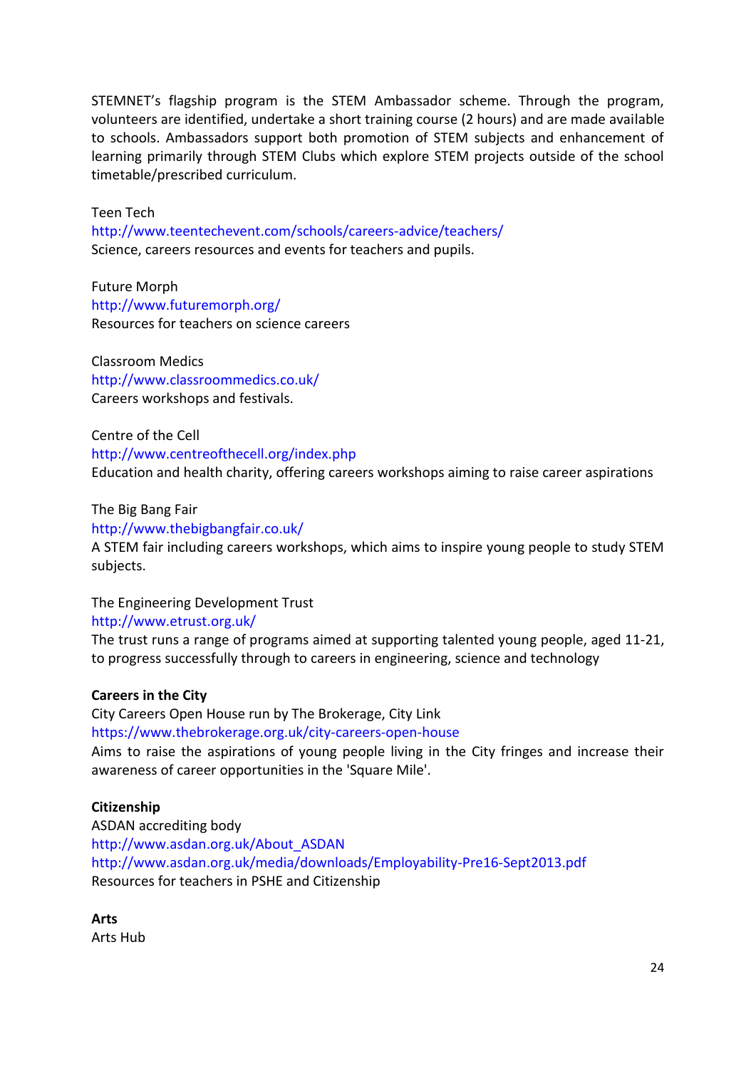STEMNET's flagship program is the STEM Ambassador scheme. Through the program, volunteers are identified, undertake a short training course (2 hours) and are made available to schools. Ambassadors support both promotion of STEM subjects and enhancement of learning primarily through STEM Clubs which explore STEM projects outside of the school timetable/prescribed curriculum.

Teen Tech
http://www.teentechevent.com/schools/careers-advice/teachers/
Science, careers resources and events for teachers and pupils.

Future Morph
http://www.futuremorph.org/
Resources for teachers on science careers

Classroom Medics
http://www.classroommedics.co.uk/
Careers workshops and festivals.

Centre of the Cell
http://www.centreofthecell.org/index.php
Education and health charity, offering careers workshops aiming to raise career aspirations

The Big Bang Fair
http://www.thebigbangfair.co.uk/
A STEM fair including careers workshops, which aims to inspire young people to study STEM subjects.

The Engineering Development Trust
http://www.etrust.org.uk/
The trust runs a range of programs aimed at supporting talented young people, aged 11-21, to progress successfully through to careers in engineering, science and technology

**Careers in the City**
City Careers Open House run by The Brokerage, City Link
https://www.thebrokerage.org.uk/city-careers-open-house
Aims to raise the aspirations of young people living in the City fringes and increase their awareness of career opportunities in the 'Square Mile'.

**Citizenship**
ASDAN accrediting body
http://www.asdan.org.uk/About_ASDAN
http://www.asdan.org.uk/media/downloads/Employability-Pre16-Sept2013.pdf
Resources for teachers in PSHE and Citizenship

**Arts**
Arts Hub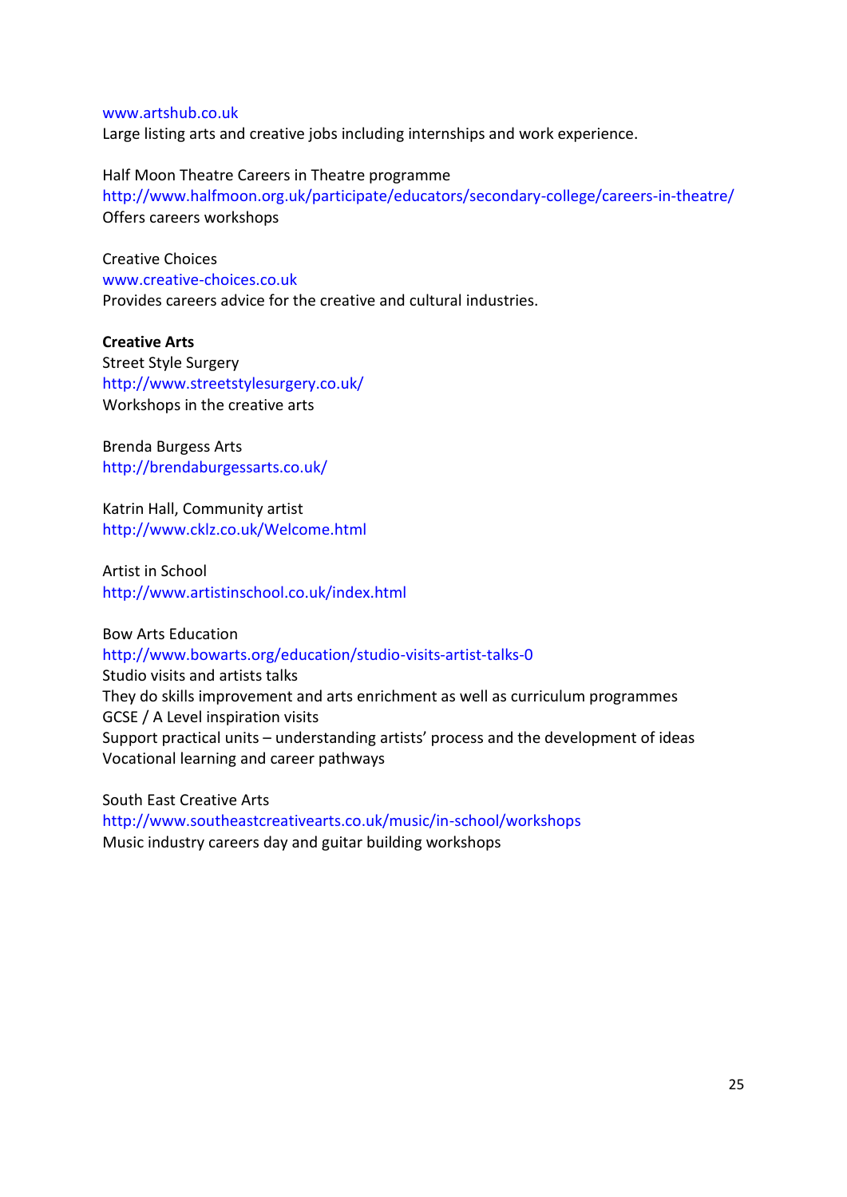www.artshub.co.uk
Large listing arts and creative jobs including internships and work experience.

Half Moon Theatre Careers in Theatre programme
http://www.halfmoon.org.uk/participate/educators/secondary-college/careers-in-theatre/
Offers careers workshops

Creative Choices
www.creative-choices.co.uk
Provides careers advice for the creative and cultural industries.

**Creative Arts**

Street Style Surgery
http://www.streetstylesurgery.co.uk/
Workshops in the creative arts

Brenda Burgess Arts
http://brendaburgessarts.co.uk/

Katrin Hall, Community artist
http://www.cklz.co.uk/Welcome.html

Artist in School
http://www.artistinschool.co.uk/index.html

Bow Arts Education
http://www.bowarts.org/education/studio-visits-artist-talks-0
Studio visits and artists talks
They do skills improvement and arts enrichment as well as curriculum programmes
GCSE / A Level inspiration visits
Support practical units – understanding artists' process and the development of ideas
Vocational learning and career pathways

South East Creative Arts
http://www.southeastcreativearts.co.uk/music/in-school/workshops
Music industry careers day and guitar building workshops